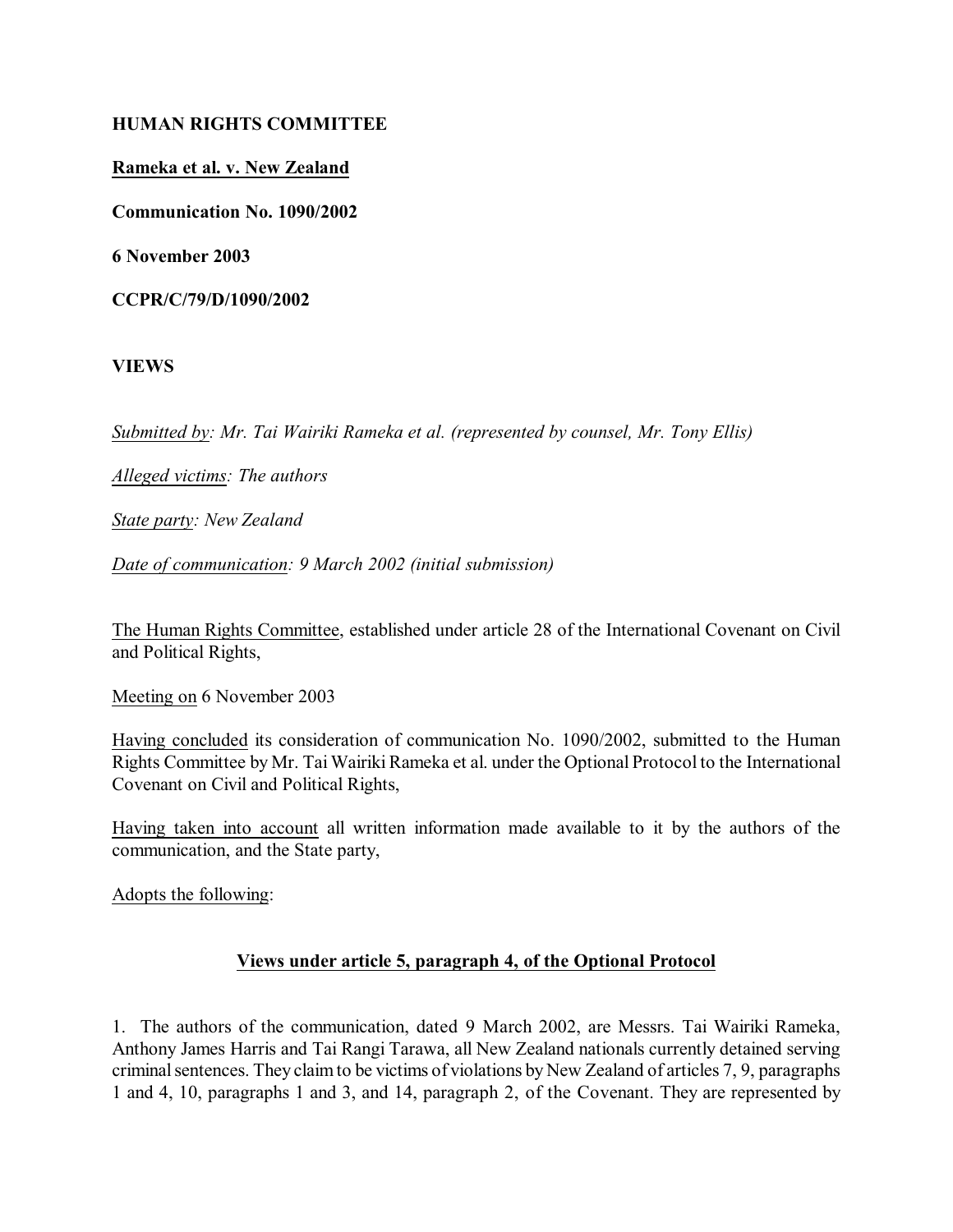**HUMAN RIGHTS COMMITTEE**

**Rameka et al. v. New Zealand**

**Communication No. 1090/2002**

**6 November 2003**

**CCPR/C/79/D/1090/2002**

**VIEWS**

*Submitted by: Mr. Tai Wairiki Rameka et al. (represented by counsel, Mr. Tony Ellis)*

*Alleged victims: The authors*

*State party: New Zealand*

*Date of communication: 9 March 2002 (initial submission)*

The Human Rights Committee, established under article 28 of the International Covenant on Civil and Political Rights,

Meeting on 6 November 2003

Having concluded its consideration of communication No. 1090/2002, submitted to the Human Rights Committee by Mr. Tai Wairiki Rameka et al. under the Optional Protocol to the International Covenant on Civil and Political Rights,

Having taken into account all written information made available to it by the authors of the communication, and the State party,

Adopts the following:

## Views under article 5, paragraph 4, of the Optional Protocol

1. The authors of the communication, dated 9 March 2002, are Messrs. Tai Wairiki Rameka, Anthony James Harris and Tai Rangi Tarawa, all New Zealand nationals currently detained serving criminal sentences. They claim to be victims of violations by New Zealand of articles 7, 9, paragraphs 1 and 4, 10, paragraphs 1 and 3, and 14, paragraph 2, of the Covenant. They are represented by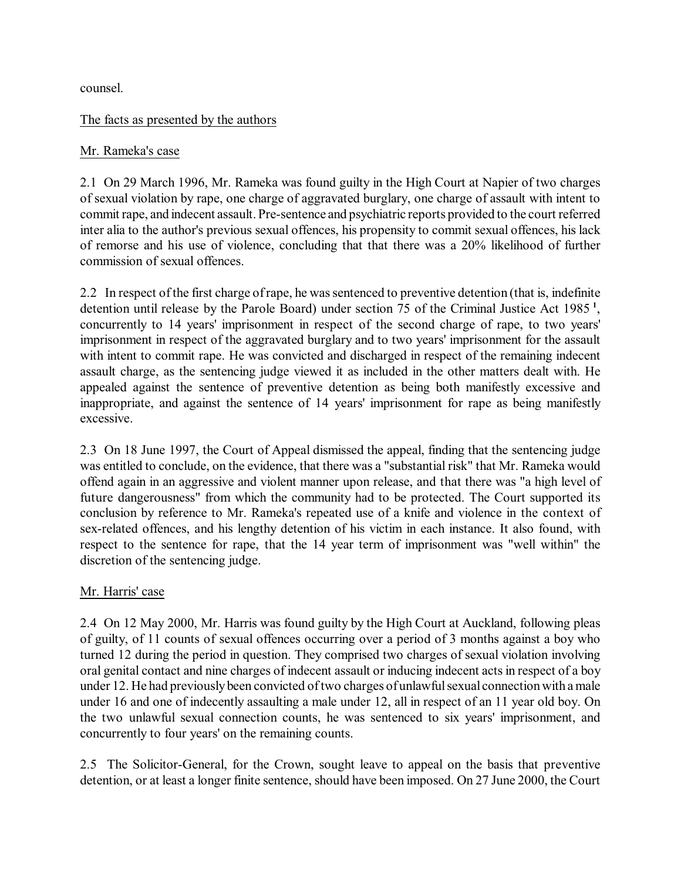counsel.

The facts as presented by the authors

Mr. Rameka's case

2.1 On 29 March 1996, Mr. Rameka was found guilty in the High Court at Napier of two charges of sexual violation by rape, one charge of aggravated burglary, one charge of assault with intent to commit rape, and indecent assault. Pre-sentence and psychiatric reports provided to the court referred inter alia to the author's previous sexual offences, his propensity to commit sexual offences, his lack of remorse and his use of violence, concluding that that there was a 20% likelihood of further commission of sexual offences.

2.2 In respect of the first charge of rape, he was sentenced to preventive detention (that is, indefinite detention until release by the Parole Board) under section 75 of the Criminal Justice Act 1985 [1], concurrently to 14 years' imprisonment in respect of the second charge of rape, to two years' imprisonment in respect of the aggravated burglary and to two years' imprisonment for the assault with intent to commit rape. He was convicted and discharged in respect of the remaining indecent assault charge, as the sentencing judge viewed it as included in the other matters dealt with. He appealed against the sentence of preventive detention as being both manifestly excessive and inappropriate, and against the sentence of 14 years' imprisonment for rape as being manifestly excessive.

2.3 On 18 June 1997, the Court of Appeal dismissed the appeal, finding that the sentencing judge was entitled to conclude, on the evidence, that there was a "substantial risk" that Mr. Rameka would offend again in an aggressive and violent manner upon release, and that there was "a high level of future dangerousness" from which the community had to be protected. The Court supported its conclusion by reference to Mr. Rameka's repeated use of a knife and violence in the context of sex-related offences, and his lengthy detention of his victim in each instance. It also found, with respect to the sentence for rape, that the 14 year term of imprisonment was "well within" the discretion of the sentencing judge.

Mr. Harris' case

2.4 On 12 May 2000, Mr. Harris was found guilty by the High Court at Auckland, following pleas of guilty, of 11 counts of sexual offences occurring over a period of 3 months against a boy who turned 12 during the period in question. They comprised two charges of sexual violation involving oral genital contact and nine charges of indecent assault or inducing indecent acts in respect of a boy under 12. He had previously been convicted of two charges of unlawful sexual connection with a male under 16 and one of indecently assaulting a male under 12, all in respect of an 11 year old boy. On the two unlawful sexual connection counts, he was sentenced to six years' imprisonment, and concurrently to four years' on the remaining counts.

2.5 The Solicitor-General, for the Crown, sought leave to appeal on the basis that preventive detention, or at least a longer finite sentence, should have been imposed. On 27 June 2000, the Court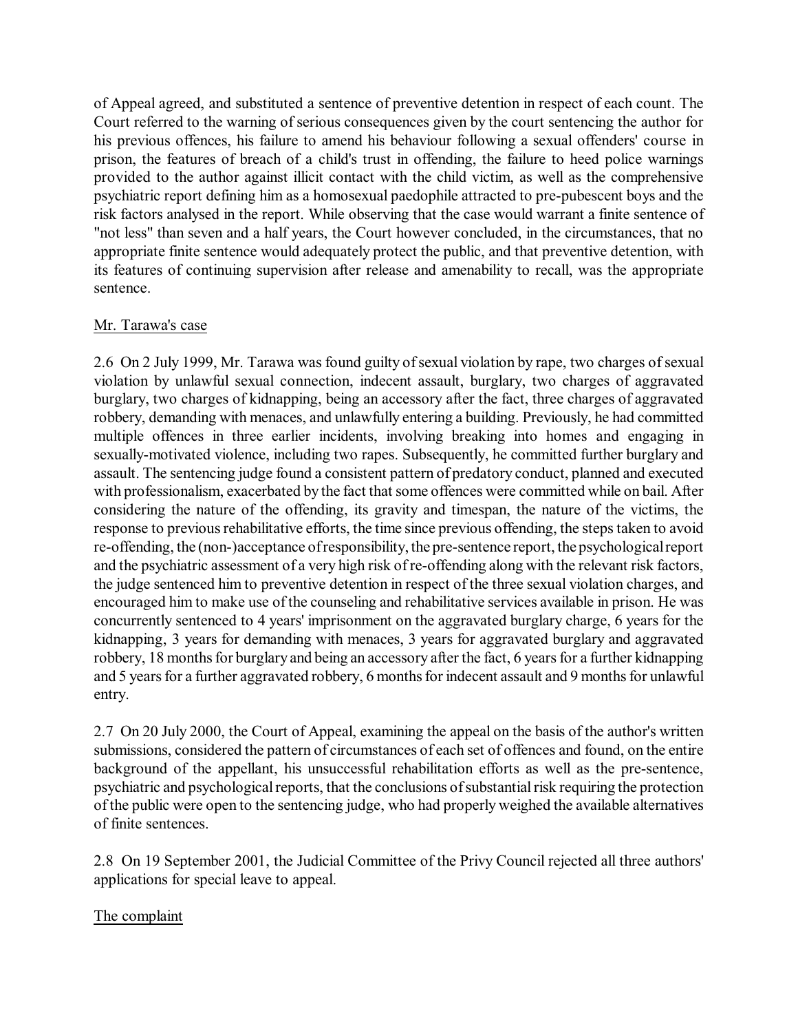of Appeal agreed, and substituted a sentence of preventive detention in respect of each count. The Court referred to the warning of serious consequences given by the court sentencing the author for his previous offences, his failure to amend his behaviour following a sexual offenders' course in prison, the features of breach of a child's trust in offending, the failure to heed police warnings provided to the author against illicit contact with the child victim, as well as the comprehensive psychiatric report defining him as a homosexual paedophile attracted to pre-pubescent boys and the risk factors analysed in the report. While observing that the case would warrant a finite sentence of "not less" than seven and a half years, the Court however concluded, in the circumstances, that no appropriate finite sentence would adequately protect the public, and that preventive detention, with its features of continuing supervision after release and amenability to recall, was the appropriate sentence.

Mr. Tarawa's case

2.6 On 2 July 1999, Mr. Tarawa was found guilty of sexual violation by rape, two charges of sexual violation by unlawful sexual connection, indecent assault, burglary, two charges of aggravated burglary, two charges of kidnapping, being an accessory after the fact, three charges of aggravated robbery, demanding with menaces, and unlawfully entering a building. Previously, he had committed multiple offences in three earlier incidents, involving breaking into homes and engaging in sexually-motivated violence, including two rapes. Subsequently, he committed further burglary and assault. The sentencing judge found a consistent pattern of predatory conduct, planned and executed with professionalism, exacerbated by the fact that some offences were committed while on bail. After considering the nature of the offending, its gravity and timespan, the nature of the victims, the response to previous rehabilitative efforts, the time since previous offending, the steps taken to avoid re-offending, the (non-)acceptance of responsibility, the pre-sentence report, the psychological report and the psychiatric assessment of a very high risk of re-offending along with the relevant risk factors, the judge sentenced him to preventive detention in respect of the three sexual violation charges, and encouraged him to make use of the counseling and rehabilitative services available in prison. He was concurrently sentenced to 4 years' imprisonment on the aggravated burglary charge, 6 years for the kidnapping, 3 years for demanding with menaces, 3 years for aggravated burglary and aggravated robbery, 18 months for burglary and being an accessory after the fact, 6 years for a further kidnapping and 5 years for a further aggravated robbery, 6 months for indecent assault and 9 months for unlawful entry.

2.7 On 20 July 2000, the Court of Appeal, examining the appeal on the basis of the author's written submissions, considered the pattern of circumstances of each set of offences and found, on the entire background of the appellant, his unsuccessful rehabilitation efforts as well as the pre-sentence, psychiatric and psychological reports, that the conclusions of substantial risk requiring the protection of the public were open to the sentencing judge, who had properly weighed the available alternatives of finite sentences.

2.8 On 19 September 2001, the Judicial Committee of the Privy Council rejected all three authors' applications for special leave to appeal.

The complaint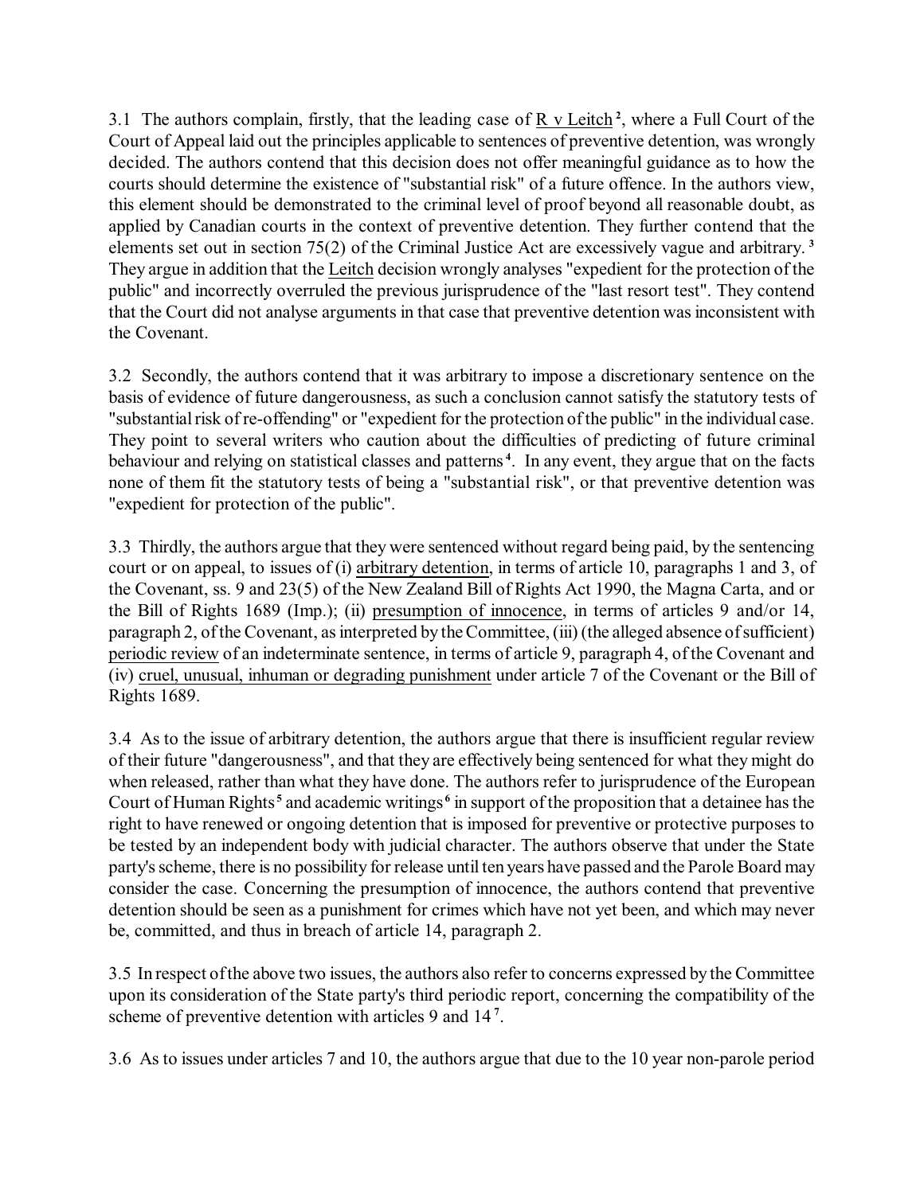3.1 The authors complain, firstly, that the leading case of R v Leitch [2], where a Full Court of the Court of Appeal laid out the principles applicable to sentences of preventive detention, was wrongly decided. The authors contend that this decision does not offer meaningful guidance as to how the courts should determine the existence of "substantial risk" of a future offence. In the authors view, this element should be demonstrated to the criminal level of proof beyond all reasonable doubt, as applied by Canadian courts in the context of preventive detention. They further contend that the elements set out in section 75(2) of the Criminal Justice Act are excessively vague and arbitrary. [3] They argue in addition that the Leitch decision wrongly analyses "expedient for the protection of the public" and incorrectly overruled the previous jurisprudence of the "last resort test". They contend that the Court did not analyse arguments in that case that preventive detention was inconsistent with the Covenant.

3.2 Secondly, the authors contend that it was arbitrary to impose a discretionary sentence on the basis of evidence of future dangerousness, as such a conclusion cannot satisfy the statutory tests of "substantial risk of re-offending" or "expedient for the protection of the public" in the individual case. They point to several writers who caution about the difficulties of predicting of future criminal behaviour and relying on statistical classes and patterns [4]. In any event, they argue that on the facts none of them fit the statutory tests of being a "substantial risk", or that preventive detention was "expedient for protection of the public".

3.3 Thirdly, the authors argue that they were sentenced without regard being paid, by the sentencing court or on appeal, to issues of (i) arbitrary detention, in terms of article 10, paragraphs 1 and 3, of the Covenant, ss. 9 and 23(5) of the New Zealand Bill of Rights Act 1990, the Magna Carta, and or the Bill of Rights 1689 (Imp.); (ii) presumption of innocence, in terms of articles 9 and/or 14, paragraph 2, of the Covenant, as interpreted by the Committee, (iii) (the alleged absence of sufficient) periodic review of an indeterminate sentence, in terms of article 9, paragraph 4, of the Covenant and (iv) cruel, unusual, inhuman or degrading punishment under article 7 of the Covenant or the Bill of Rights 1689.

3.4 As to the issue of arbitrary detention, the authors argue that there is insufficient regular review of their future "dangerousness", and that they are effectively being sentenced for what they might do when released, rather than what they have done. The authors refer to jurisprudence of the European Court of Human Rights [5] and academic writings [6] in support of the proposition that a detainee has the right to have renewed or ongoing detention that is imposed for preventive or protective purposes to be tested by an independent body with judicial character. The authors observe that under the State party's scheme, there is no possibility for release until ten years have passed and the Parole Board may consider the case. Concerning the presumption of innocence, the authors contend that preventive detention should be seen as a punishment for crimes which have not yet been, and which may never be, committed, and thus in breach of article 14, paragraph 2.

3.5 In respect of the above two issues, the authors also refer to concerns expressed by the Committee upon its consideration of the State party's third periodic report, concerning the compatibility of the scheme of preventive detention with articles 9 and 14 [7].

3.6 As to issues under articles 7 and 10, the authors argue that due to the 10 year non-parole period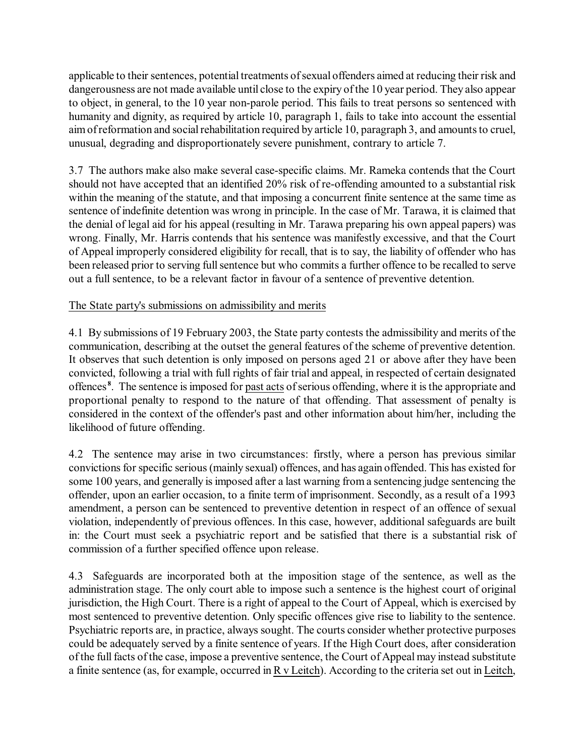applicable to their sentences, potential treatments of sexual offenders aimed at reducing their risk and dangerousness are not made available until close to the expiry of the 10 year period. They also appear to object, in general, to the 10 year non-parole period. This fails to treat persons so sentenced with humanity and dignity, as required by article 10, paragraph 1, fails to take into account the essential aim of reformation and social rehabilitation required by article 10, paragraph 3, and amounts to cruel, unusual, degrading and disproportionately severe punishment, contrary to article 7.

3.7 The authors make also make several case-specific claims. Mr. Rameka contends that the Court should not have accepted that an identified 20% risk of re-offending amounted to a substantial risk within the meaning of the statute, and that imposing a concurrent finite sentence at the same time as sentence of indefinite detention was wrong in principle. In the case of Mr. Tarawa, it is claimed that the denial of legal aid for his appeal (resulting in Mr. Tarawa preparing his own appeal papers) was wrong. Finally, Mr. Harris contends that his sentence was manifestly excessive, and that the Court of Appeal improperly considered eligibility for recall, that is to say, the liability of offender who has been released prior to serving full sentence but who commits a further offence to be recalled to serve out a full sentence, to be a relevant factor in favour of a sentence of preventive detention.

<u>The State party's submissions on admissibility and merits</u>

4.1 By submissions of 19 February 2003, the State party contests the admissibility and merits of the communication, describing at the outset the general features of the scheme of preventive detention. It observes that such detention is only imposed on persons aged 21 or above after they have been convicted, following a trial with full rights of fair trial and appeal, in respected of certain designated offences[8]. The sentence is imposed for <u>past acts</u> of serious offending, where it is the appropriate and proportional penalty to respond to the nature of that offending. That assessment of penalty is considered in the context of the offender's past and other information about him/her, including the likelihood of future offending.

4.2 The sentence may arise in two circumstances: firstly, where a person has previous similar convictions for specific serious (mainly sexual) offences, and has again offended. This has existed for some 100 years, and generally is imposed after a last warning from a sentencing judge sentencing the offender, upon an earlier occasion, to a finite term of imprisonment. Secondly, as a result of a 1993 amendment, a person can be sentenced to preventive detention in respect of an offence of sexual violation, independently of previous offences. In this case, however, additional safeguards are built in: the Court must seek a psychiatric report and be satisfied that there is a substantial risk of commission of a further specified offence upon release.

4.3 Safeguards are incorporated both at the imposition stage of the sentence, as well as the administration stage. The only court able to impose such a sentence is the highest court of original jurisdiction, the High Court. There is a right of appeal to the Court of Appeal, which is exercised by most sentenced to preventive detention. Only specific offences give rise to liability to the sentence. Psychiatric reports are, in practice, always sought. The courts consider whether protective purposes could be adequately served by a finite sentence of years. If the High Court does, after consideration of the full facts of the case, impose a preventive sentence, the Court of Appeal may instead substitute a finite sentence (as, for example, occurred in <u>R v Leitch</u>). According to the criteria set out in <u>Leitch</u>,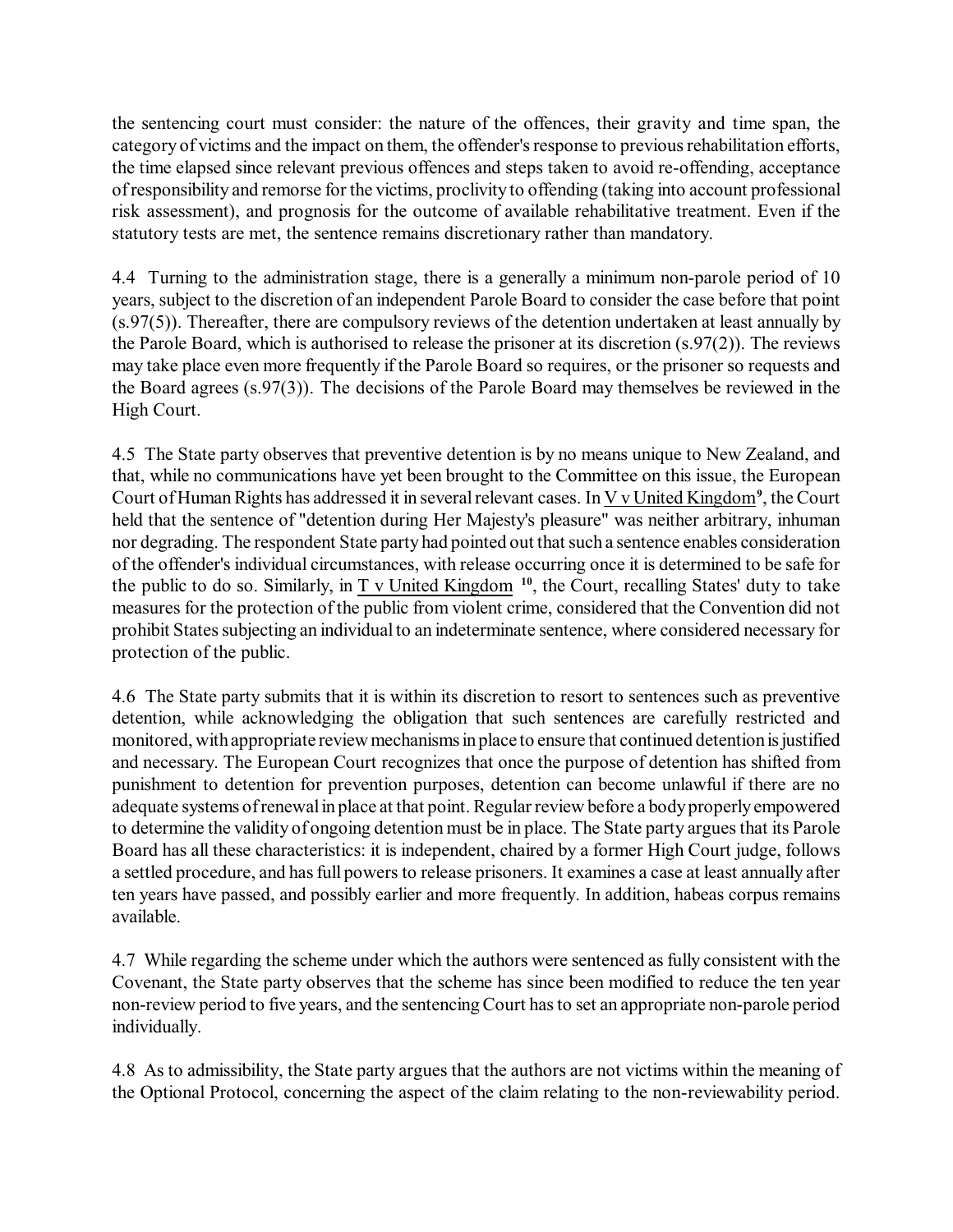the sentencing court must consider: the nature of the offences, their gravity and time span, the category of victims and the impact on them, the offender's response to previous rehabilitation efforts, the time elapsed since relevant previous offences and steps taken to avoid re-offending, acceptance of responsibility and remorse for the victims, proclivity to offending (taking into account professional risk assessment), and prognosis for the outcome of available rehabilitative treatment. Even if the statutory tests are met, the sentence remains discretionary rather than mandatory.

4.4 Turning to the administration stage, there is a generally a minimum non-parole period of 10 years, subject to the discretion of an independent Parole Board to consider the case before that point (s.97(5)). Thereafter, there are compulsory reviews of the detention undertaken at least annually by the Parole Board, which is authorised to release the prisoner at its discretion (s.97(2)). The reviews may take place even more frequently if the Parole Board so requires, or the prisoner so requests and the Board agrees (s.97(3)). The decisions of the Parole Board may themselves be reviewed in the High Court.

4.5 The State party observes that preventive detention is by no means unique to New Zealand, and that, while no communications have yet been brought to the Committee on this issue, the European Court of Human Rights has addressed it in several relevant cases. In V v United Kingdom[9], the Court held that the sentence of "detention during Her Majesty's pleasure" was neither arbitrary, inhuman nor degrading. The respondent State party had pointed out that such a sentence enables consideration of the offender's individual circumstances, with release occurring once it is determined to be safe for the public to do so. Similarly, in T v United Kingdom [10], the Court, recalling States' duty to take measures for the protection of the public from violent crime, considered that the Convention did not prohibit States subjecting an individual to an indeterminate sentence, where considered necessary for protection of the public.

4.6 The State party submits that it is within its discretion to resort to sentences such as preventive detention, while acknowledging the obligation that such sentences are carefully restricted and monitored, with appropriate review mechanisms in place to ensure that continued detention is justified and necessary. The European Court recognizes that once the purpose of detention has shifted from punishment to detention for prevention purposes, detention can become unlawful if there are no adequate systems of renewal in place at that point. Regular review before a body properly empowered to determine the validity of ongoing detention must be in place. The State party argues that its Parole Board has all these characteristics: it is independent, chaired by a former High Court judge, follows a settled procedure, and has full powers to release prisoners. It examines a case at least annually after ten years have passed, and possibly earlier and more frequently. In addition, habeas corpus remains available.

4.7 While regarding the scheme under which the authors were sentenced as fully consistent with the Covenant, the State party observes that the scheme has since been modified to reduce the ten year non-review period to five years, and the sentencing Court has to set an appropriate non-parole period individually.

4.8 As to admissibility, the State party argues that the authors are not victims within the meaning of the Optional Protocol, concerning the aspect of the claim relating to the non-reviewability period.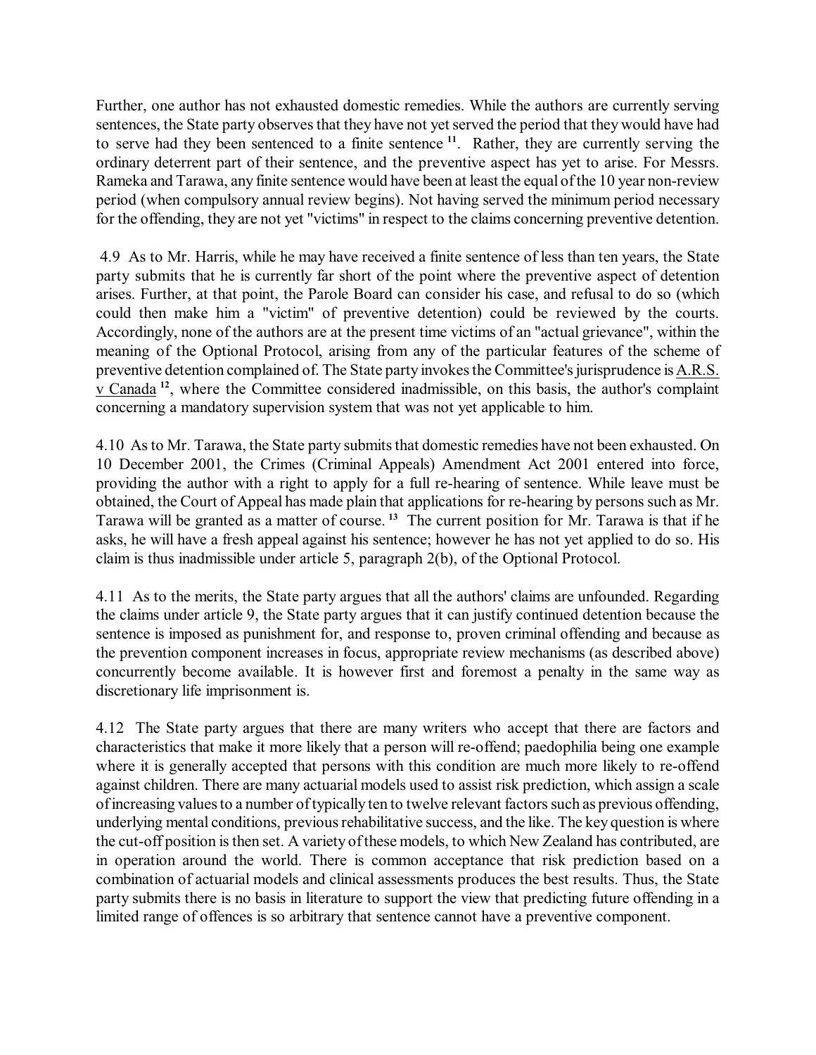Further, one author has not exhausted domestic remedies. While the authors are currently serving sentences, the State party observes that they have not yet served the period that they would have had to serve had they been sentenced to a finite sentence [11]. Rather, they are currently serving the ordinary deterrent part of their sentence, and the preventive aspect has yet to arise. For Messrs. Rameka and Tarawa, any finite sentence would have been at least the equal of the 10 year non-review period (when compulsory annual review begins). Not having served the minimum period necessary for the offending, they are not yet "victims" in respect to the claims concerning preventive detention.

4.9 As to Mr. Harris, while he may have received a finite sentence of less than ten years, the State party submits that he is currently far short of the point where the preventive aspect of detention arises. Further, at that point, the Parole Board can consider his case, and refusal to do so (which could then make him a "victim" of preventive detention) could be reviewed by the courts. Accordingly, none of the authors are at the present time victims of an "actual grievance", within the meaning of the Optional Protocol, arising from any of the particular features of the scheme of preventive detention complained of. The State party invokes the Committee's jurisprudence is A.R.S. v Canada [12], where the Committee considered inadmissible, on this basis, the author's complaint concerning a mandatory supervision system that was not yet applicable to him.

4.10 As to Mr. Tarawa, the State party submits that domestic remedies have not been exhausted. On 10 December 2001, the Crimes (Criminal Appeals) Amendment Act 2001 entered into force, providing the author with a right to apply for a full re-hearing of sentence. While leave must be obtained, the Court of Appeal has made plain that applications for re-hearing by persons such as Mr. Tarawa will be granted as a matter of course. [13] The current position for Mr. Tarawa is that if he asks, he will have a fresh appeal against his sentence; however he has not yet applied to do so. His claim is thus inadmissible under article 5, paragraph 2(b), of the Optional Protocol.

4.11 As to the merits, the State party argues that all the authors' claims are unfounded. Regarding the claims under article 9, the State party argues that it can justify continued detention because the sentence is imposed as punishment for, and response to, proven criminal offending and because as the prevention component increases in focus, appropriate review mechanisms (as described above) concurrently become available. It is however first and foremost a penalty in the same way as discretionary life imprisonment is.

4.12 The State party argues that there are many writers who accept that there are factors and characteristics that make it more likely that a person will re-offend; paedophilia being one example where it is generally accepted that persons with this condition are much more likely to re-offend against children. There are many actuarial models used to assist risk prediction, which assign a scale of increasing values to a number of typically ten to twelve relevant factors such as previous offending, underlying mental conditions, previous rehabilitative success, and the like. The key question is where the cut-off position is then set. A variety of these models, to which New Zealand has contributed, are in operation around the world. There is common acceptance that risk prediction based on a combination of actuarial models and clinical assessments produces the best results. Thus, the State party submits there is no basis in literature to support the view that predicting future offending in a limited range of offences is so arbitrary that sentence cannot have a preventive component.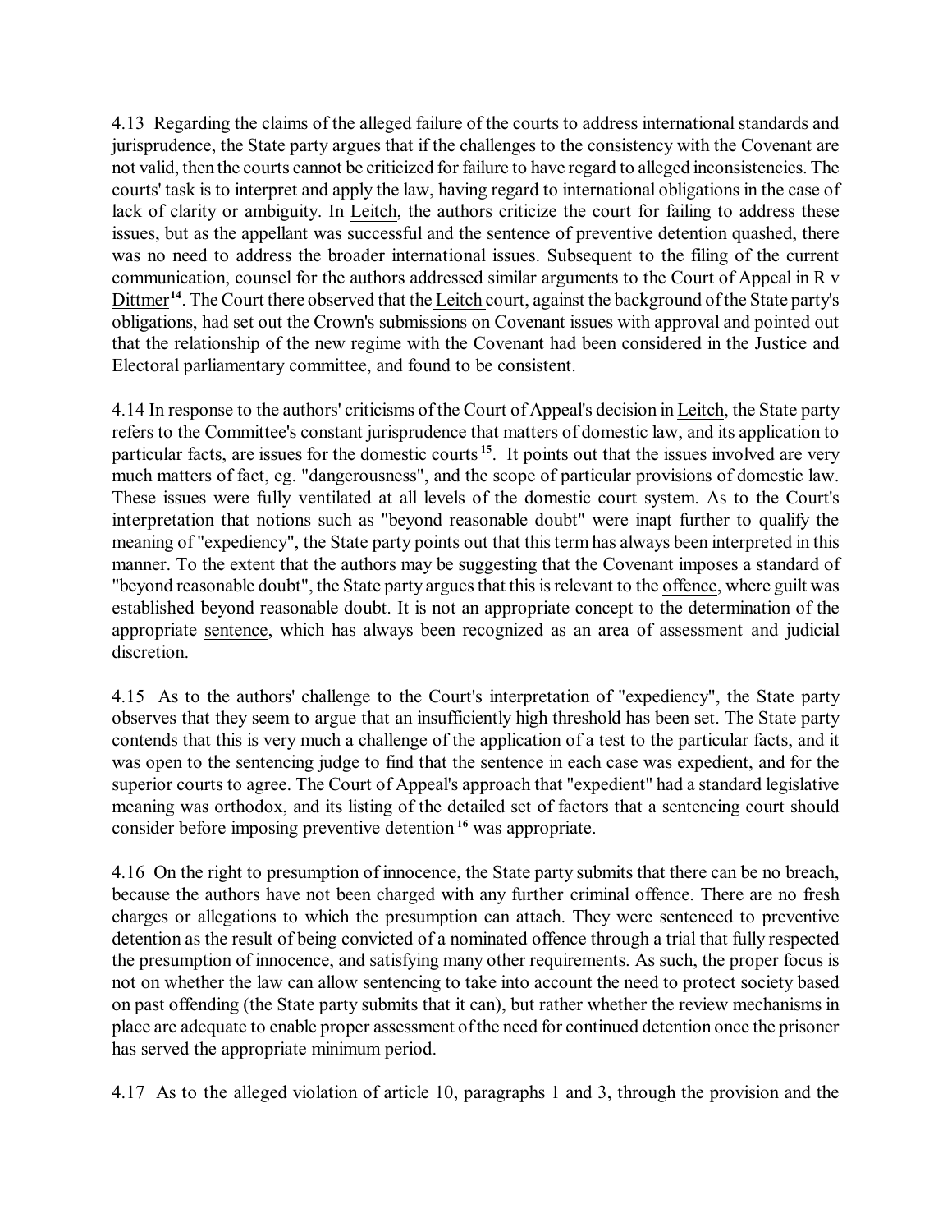4.13 Regarding the claims of the alleged failure of the courts to address international standards and jurisprudence, the State party argues that if the challenges to the consistency with the Covenant are not valid, then the courts cannot be criticized for failure to have regard to alleged inconsistencies. The courts' task is to interpret and apply the law, having regard to international obligations in the case of lack of clarity or ambiguity. In Leitch, the authors criticize the court for failing to address these issues, but as the appellant was successful and the sentence of preventive detention quashed, there was no need to address the broader international issues. Subsequent to the filing of the current communication, counsel for the authors addressed similar arguments to the Court of Appeal in R v Dittmer[14]. The Court there observed that the Leitch court, against the background of the State party's obligations, had set out the Crown's submissions on Covenant issues with approval and pointed out that the relationship of the new regime with the Covenant had been considered in the Justice and Electoral parliamentary committee, and found to be consistent.

4.14 In response to the authors' criticisms of the Court of Appeal's decision in Leitch, the State party refers to the Committee's constant jurisprudence that matters of domestic law, and its application to particular facts, are issues for the domestic courts[15]. It points out that the issues involved are very much matters of fact, eg. "dangerousness", and the scope of particular provisions of domestic law. These issues were fully ventilated at all levels of the domestic court system. As to the Court's interpretation that notions such as "beyond reasonable doubt" were inapt further to qualify the meaning of "expediency", the State party points out that this term has always been interpreted in this manner. To the extent that the authors may be suggesting that the Covenant imposes a standard of "beyond reasonable doubt", the State party argues that this is relevant to the offence, where guilt was established beyond reasonable doubt. It is not an appropriate concept to the determination of the appropriate sentence, which has always been recognized as an area of assessment and judicial discretion.

4.15 As to the authors' challenge to the Court's interpretation of "expediency", the State party observes that they seem to argue that an insufficiently high threshold has been set. The State party contends that this is very much a challenge of the application of a test to the particular facts, and it was open to the sentencing judge to find that the sentence in each case was expedient, and for the superior courts to agree. The Court of Appeal's approach that "expedient" had a standard legislative meaning was orthodox, and its listing of the detailed set of factors that a sentencing court should consider before imposing preventive detention[16] was appropriate.

4.16 On the right to presumption of innocence, the State party submits that there can be no breach, because the authors have not been charged with any further criminal offence. There are no fresh charges or allegations to which the presumption can attach. They were sentenced to preventive detention as the result of being convicted of a nominated offence through a trial that fully respected the presumption of innocence, and satisfying many other requirements. As such, the proper focus is not on whether the law can allow sentencing to take into account the need to protect society based on past offending (the State party submits that it can), but rather whether the review mechanisms in place are adequate to enable proper assessment of the need for continued detention once the prisoner has served the appropriate minimum period.

4.17 As to the alleged violation of article 10, paragraphs 1 and 3, through the provision and the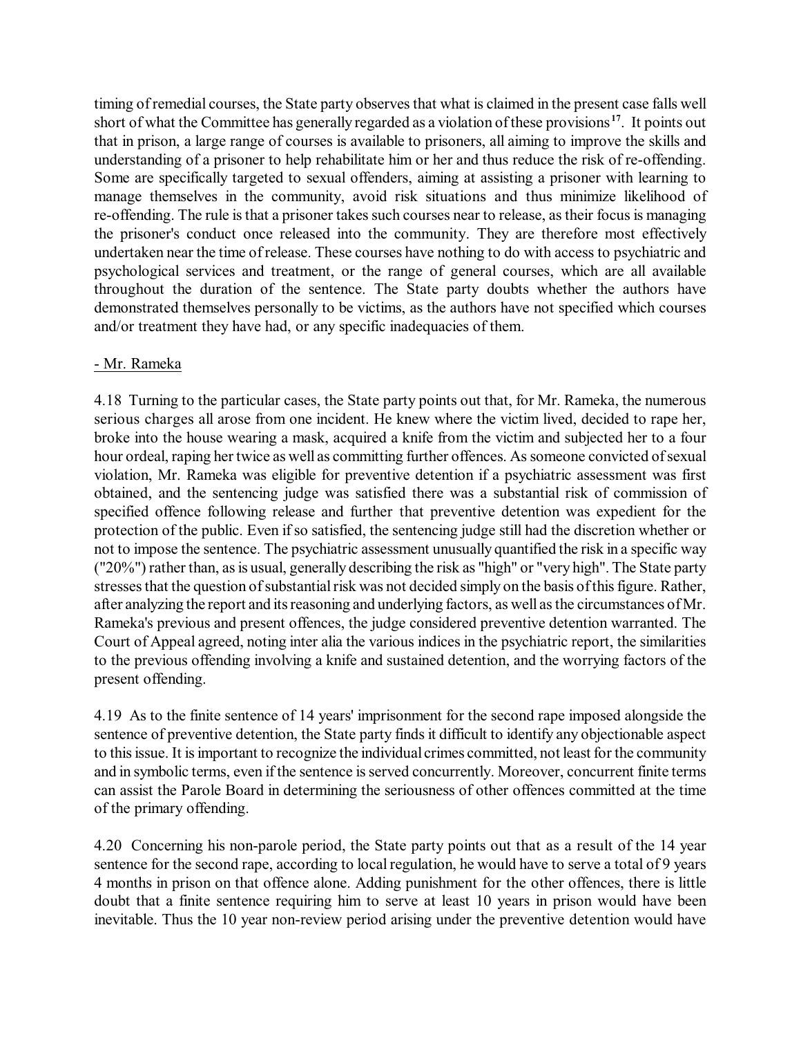timing of remedial courses, the State party observes that what is claimed in the present case falls well short of what the Committee has generally regarded as a violation of these provisions[17]. It points out that in prison, a large range of courses is available to prisoners, all aiming to improve the skills and understanding of a prisoner to help rehabilitate him or her and thus reduce the risk of re-offending. Some are specifically targeted to sexual offenders, aiming at assisting a prisoner with learning to manage themselves in the community, avoid risk situations and thus minimize likelihood of re-offending. The rule is that a prisoner takes such courses near to release, as their focus is managing the prisoner's conduct once released into the community. They are therefore most effectively undertaken near the time of release. These courses have nothing to do with access to psychiatric and psychological services and treatment, or the range of general courses, which are all available throughout the duration of the sentence. The State party doubts whether the authors have demonstrated themselves personally to be victims, as the authors have not specified which courses and/or treatment they have had, or any specific inadequacies of them.

- Mr. Rameka

4.18 Turning to the particular cases, the State party points out that, for Mr. Rameka, the numerous serious charges all arose from one incident. He knew where the victim lived, decided to rape her, broke into the house wearing a mask, acquired a knife from the victim and subjected her to a four hour ordeal, raping her twice as well as committing further offences. As someone convicted of sexual violation, Mr. Rameka was eligible for preventive detention if a psychiatric assessment was first obtained, and the sentencing judge was satisfied there was a substantial risk of commission of specified offence following release and further that preventive detention was expedient for the protection of the public. Even if so satisfied, the sentencing judge still had the discretion whether or not to impose the sentence. The psychiatric assessment unusually quantified the risk in a specific way ("20%") rather than, as is usual, generally describing the risk as "high" or "very high". The State party stresses that the question of substantial risk was not decided simply on the basis of this figure. Rather, after analyzing the report and its reasoning and underlying factors, as well as the circumstances of Mr. Rameka's previous and present offences, the judge considered preventive detention warranted. The Court of Appeal agreed, noting inter alia the various indices in the psychiatric report, the similarities to the previous offending involving a knife and sustained detention, and the worrying factors of the present offending.

4.19 As to the finite sentence of 14 years' imprisonment for the second rape imposed alongside the sentence of preventive detention, the State party finds it difficult to identify any objectionable aspect to this issue. It is important to recognize the individual crimes committed, not least for the community and in symbolic terms, even if the sentence is served concurrently. Moreover, concurrent finite terms can assist the Parole Board in determining the seriousness of other offences committed at the time of the primary offending.

4.20 Concerning his non-parole period, the State party points out that as a result of the 14 year sentence for the second rape, according to local regulation, he would have to serve a total of 9 years 4 months in prison on that offence alone. Adding punishment for the other offences, there is little doubt that a finite sentence requiring him to serve at least 10 years in prison would have been inevitable. Thus the 10 year non-review period arising under the preventive detention would have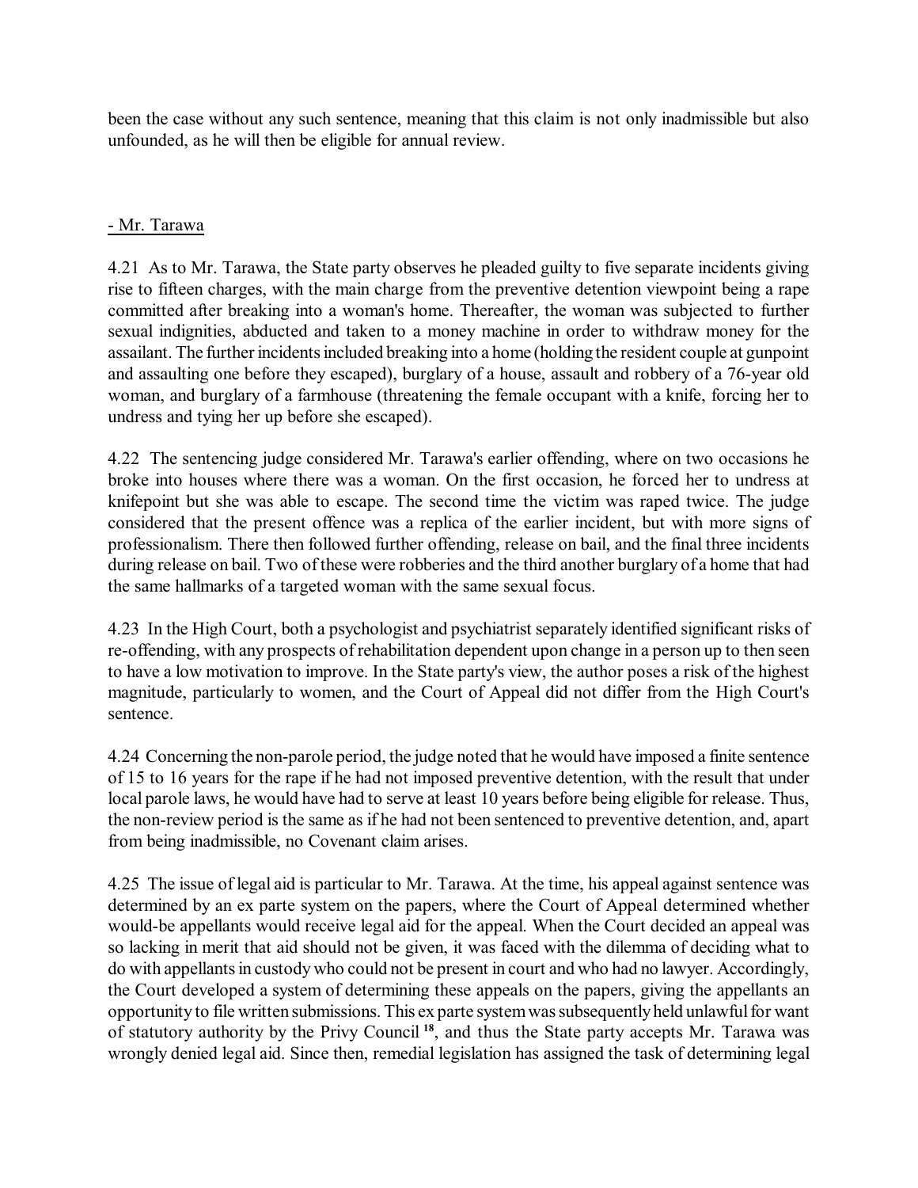been the case without any such sentence, meaning that this claim is not only inadmissible but also unfounded, as he will then be eligible for annual review.

- Mr. Tarawa

4.21 As to Mr. Tarawa, the State party observes he pleaded guilty to five separate incidents giving rise to fifteen charges, with the main charge from the preventive detention viewpoint being a rape committed after breaking into a woman's home. Thereafter, the woman was subjected to further sexual indignities, abducted and taken to a money machine in order to withdraw money for the assailant. The further incidents included breaking into a home (holding the resident couple at gunpoint and assaulting one before they escaped), burglary of a house, assault and robbery of a 76-year old woman, and burglary of a farmhouse (threatening the female occupant with a knife, forcing her to undress and tying her up before she escaped).

4.22 The sentencing judge considered Mr. Tarawa's earlier offending, where on two occasions he broke into houses where there was a woman. On the first occasion, he forced her to undress at knifepoint but she was able to escape. The second time the victim was raped twice. The judge considered that the present offence was a replica of the earlier incident, but with more signs of professionalism. There then followed further offending, release on bail, and the final three incidents during release on bail. Two of these were robberies and the third another burglary of a home that had the same hallmarks of a targeted woman with the same sexual focus.

4.23 In the High Court, both a psychologist and psychiatrist separately identified significant risks of re-offending, with any prospects of rehabilitation dependent upon change in a person up to then seen to have a low motivation to improve. In the State party's view, the author poses a risk of the highest magnitude, particularly to women, and the Court of Appeal did not differ from the High Court's sentence.

4.24 Concerning the non-parole period, the judge noted that he would have imposed a finite sentence of 15 to 16 years for the rape if he had not imposed preventive detention, with the result that under local parole laws, he would have had to serve at least 10 years before being eligible for release. Thus, the non-review period is the same as if he had not been sentenced to preventive detention, and, apart from being inadmissible, no Covenant claim arises.

4.25 The issue of legal aid is particular to Mr. Tarawa. At the time, his appeal against sentence was determined by an ex parte system on the papers, where the Court of Appeal determined whether would-be appellants would receive legal aid for the appeal. When the Court decided an appeal was so lacking in merit that aid should not be given, it was faced with the dilemma of deciding what to do with appellants in custody who could not be present in court and who had no lawyer. Accordingly, the Court developed a system of determining these appeals on the papers, giving the appellants an opportunity to file written submissions. This ex parte system was subsequently held unlawful for want of statutory authority by the Privy Council [18], and thus the State party accepts Mr. Tarawa was wrongly denied legal aid. Since then, remedial legislation has assigned the task of determining legal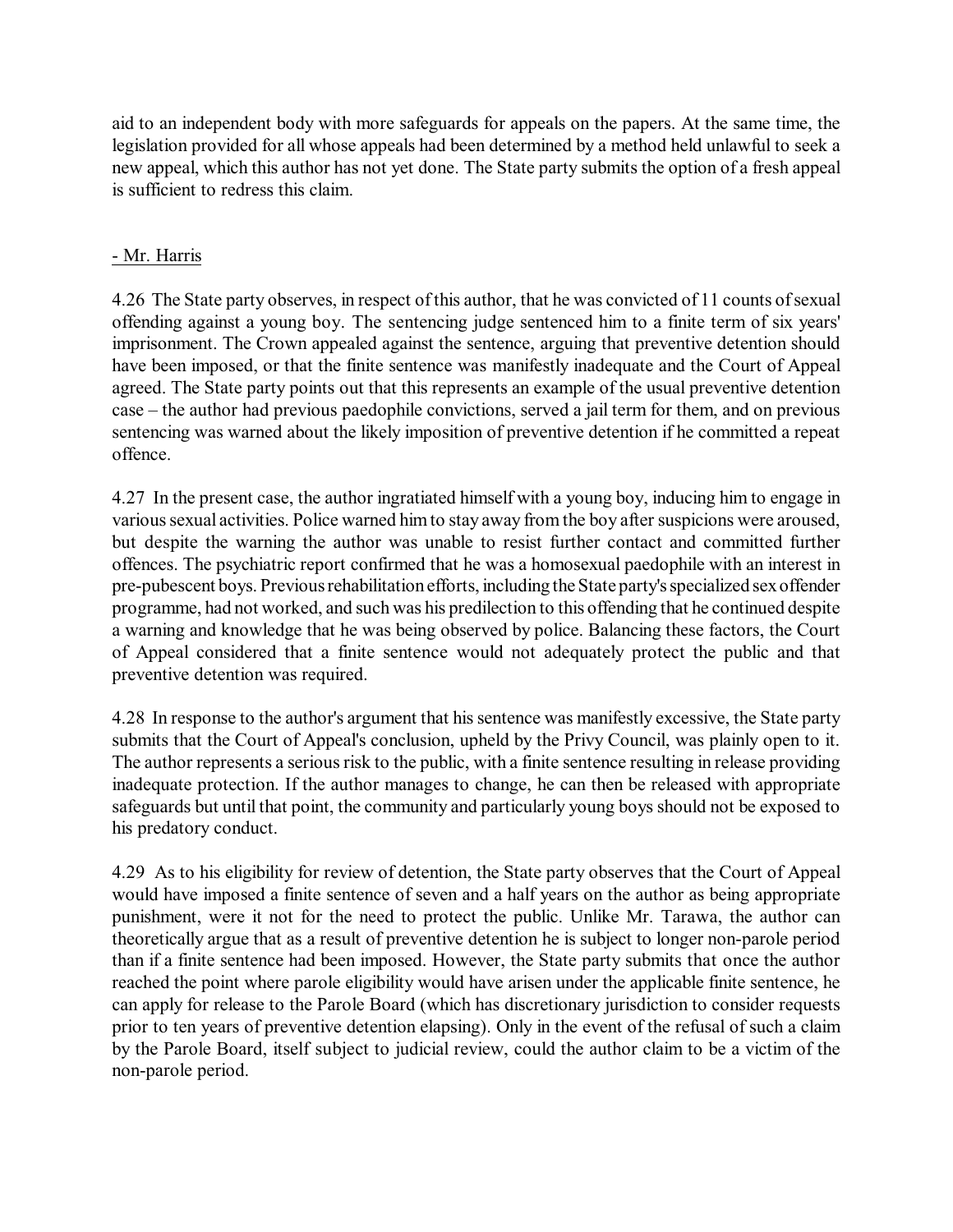aid to an independent body with more safeguards for appeals on the papers. At the same time, the legislation provided for all whose appeals had been determined by a method held unlawful to seek a new appeal, which this author has not yet done. The State party submits the option of a fresh appeal is sufficient to redress this claim.

- Mr. Harris

4.26 The State party observes, in respect of this author, that he was convicted of 11 counts of sexual offending against a young boy. The sentencing judge sentenced him to a finite term of six years' imprisonment. The Crown appealed against the sentence, arguing that preventive detention should have been imposed, or that the finite sentence was manifestly inadequate and the Court of Appeal agreed. The State party points out that this represents an example of the usual preventive detention case – the author had previous paedophile convictions, served a jail term for them, and on previous sentencing was warned about the likely imposition of preventive detention if he committed a repeat offence.

4.27 In the present case, the author ingratiated himself with a young boy, inducing him to engage in various sexual activities. Police warned him to stay away from the boy after suspicions were aroused, but despite the warning the author was unable to resist further contact and committed further offences. The psychiatric report confirmed that he was a homosexual paedophile with an interest in pre-pubescent boys. Previous rehabilitation efforts, including the State party's specialized sex offender programme, had not worked, and such was his predilection to this offending that he continued despite a warning and knowledge that he was being observed by police. Balancing these factors, the Court of Appeal considered that a finite sentence would not adequately protect the public and that preventive detention was required.

4.28 In response to the author's argument that his sentence was manifestly excessive, the State party submits that the Court of Appeal's conclusion, upheld by the Privy Council, was plainly open to it. The author represents a serious risk to the public, with a finite sentence resulting in release providing inadequate protection. If the author manages to change, he can then be released with appropriate safeguards but until that point, the community and particularly young boys should not be exposed to his predatory conduct.

4.29 As to his eligibility for review of detention, the State party observes that the Court of Appeal would have imposed a finite sentence of seven and a half years on the author as being appropriate punishment, were it not for the need to protect the public. Unlike Mr. Tarawa, the author can theoretically argue that as a result of preventive detention he is subject to longer non-parole period than if a finite sentence had been imposed. However, the State party submits that once the author reached the point where parole eligibility would have arisen under the applicable finite sentence, he can apply for release to the Parole Board (which has discretionary jurisdiction to consider requests prior to ten years of preventive detention elapsing). Only in the event of the refusal of such a claim by the Parole Board, itself subject to judicial review, could the author claim to be a victim of the non-parole period.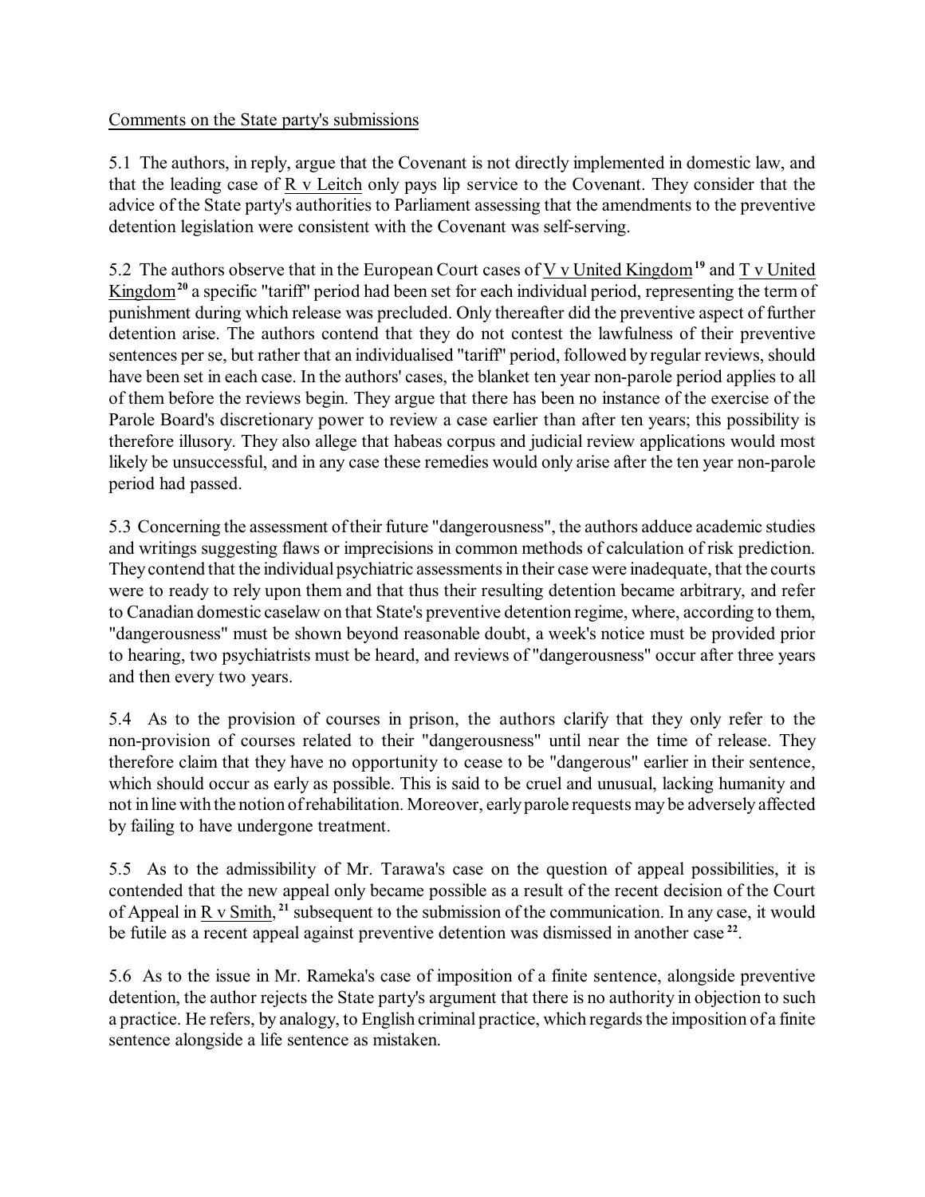Comments on the State party's submissions

5.1 The authors, in reply, argue that the Covenant is not directly implemented in domestic law, and that the leading case of R v Leitch only pays lip service to the Covenant. They consider that the advice of the State party's authorities to Parliament assessing that the amendments to the preventive detention legislation were consistent with the Covenant was self-serving.

5.2 The authors observe that in the European Court cases of V v United Kingdom[19] and T v United Kingdom[20] a specific "tariff" period had been set for each individual period, representing the term of punishment during which release was precluded. Only thereafter did the preventive aspect of further detention arise. The authors contend that they do not contest the lawfulness of their preventive sentences per se, but rather that an individualised "tariff" period, followed by regular reviews, should have been set in each case. In the authors' cases, the blanket ten year non-parole period applies to all of them before the reviews begin. They argue that there has been no instance of the exercise of the Parole Board's discretionary power to review a case earlier than after ten years; this possibility is therefore illusory. They also allege that habeas corpus and judicial review applications would most likely be unsuccessful, and in any case these remedies would only arise after the ten year non-parole period had passed.

5.3 Concerning the assessment of their future "dangerousness", the authors adduce academic studies and writings suggesting flaws or imprecisions in common methods of calculation of risk prediction. They contend that the individual psychiatric assessments in their case were inadequate, that the courts were to ready to rely upon them and that thus their resulting detention became arbitrary, and refer to Canadian domestic caselaw on that State's preventive detention regime, where, according to them, "dangerousness" must be shown beyond reasonable doubt, a week's notice must be provided prior to hearing, two psychiatrists must be heard, and reviews of "dangerousness" occur after three years and then every two years.

5.4 As to the provision of courses in prison, the authors clarify that they only refer to the non-provision of courses related to their "dangerousness" until near the time of release. They therefore claim that they have no opportunity to cease to be "dangerous" earlier in their sentence, which should occur as early as possible. This is said to be cruel and unusual, lacking humanity and not in line with the notion of rehabilitation. Moreover, early parole requests may be adversely affected by failing to have undergone treatment.

5.5 As to the admissibility of Mr. Tarawa's case on the question of appeal possibilities, it is contended that the new appeal only became possible as a result of the recent decision of the Court of Appeal in R v Smith,[21] subsequent to the submission of the communication. In any case, it would be futile as a recent appeal against preventive detention was dismissed in another case[22].

5.6 As to the issue in Mr. Rameka's case of imposition of a finite sentence, alongside preventive detention, the author rejects the State party's argument that there is no authority in objection to such a practice. He refers, by analogy, to English criminal practice, which regards the imposition of a finite sentence alongside a life sentence as mistaken.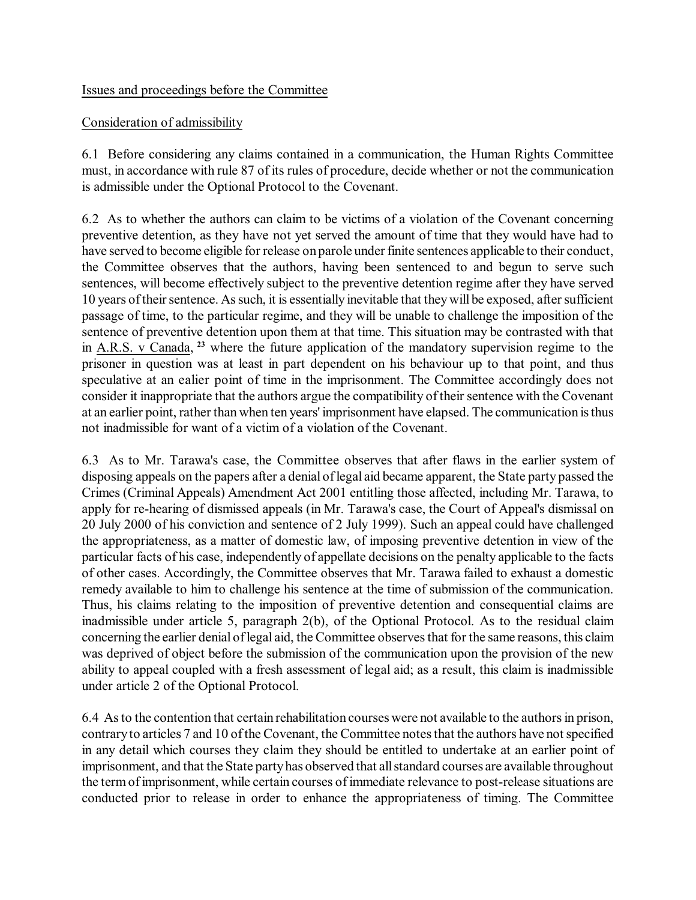Issues and proceedings before the Committee

Consideration of admissibility

6.1 Before considering any claims contained in a communication, the Human Rights Committee must, in accordance with rule 87 of its rules of procedure, decide whether or not the communication is admissible under the Optional Protocol to the Covenant.

6.2 As to whether the authors can claim to be victims of a violation of the Covenant concerning preventive detention, as they have not yet served the amount of time that they would have had to have served to become eligible for release on parole under finite sentences applicable to their conduct, the Committee observes that the authors, having been sentenced to and begun to serve such sentences, will become effectively subject to the preventive detention regime after they have served 10 years of their sentence. As such, it is essentially inevitable that they will be exposed, after sufficient passage of time, to the particular regime, and they will be unable to challenge the imposition of the sentence of preventive detention upon them at that time. This situation may be contrasted with that in A.R.S. v Canada, [23] where the future application of the mandatory supervision regime to the prisoner in question was at least in part dependent on his behaviour up to that point, and thus speculative at an ealier point of time in the imprisonment. The Committee accordingly does not consider it inappropriate that the authors argue the compatibility of their sentence with the Covenant at an earlier point, rather than when ten years' imprisonment have elapsed. The communication is thus not inadmissible for want of a victim of a violation of the Covenant.

6.3 As to Mr. Tarawa's case, the Committee observes that after flaws in the earlier system of disposing appeals on the papers after a denial of legal aid became apparent, the State party passed the Crimes (Criminal Appeals) Amendment Act 2001 entitling those affected, including Mr. Tarawa, to apply for re-hearing of dismissed appeals (in Mr. Tarawa's case, the Court of Appeal's dismissal on 20 July 2000 of his conviction and sentence of 2 July 1999). Such an appeal could have challenged the appropriateness, as a matter of domestic law, of imposing preventive detention in view of the particular facts of his case, independently of appellate decisions on the penalty applicable to the facts of other cases. Accordingly, the Committee observes that Mr. Tarawa failed to exhaust a domestic remedy available to him to challenge his sentence at the time of submission of the communication. Thus, his claims relating to the imposition of preventive detention and consequential claims are inadmissible under article 5, paragraph 2(b), of the Optional Protocol. As to the residual claim concerning the earlier denial of legal aid, the Committee observes that for the same reasons, this claim was deprived of object before the submission of the communication upon the provision of the new ability to appeal coupled with a fresh assessment of legal aid; as a result, this claim is inadmissible under article 2 of the Optional Protocol.

6.4 As to the contention that certain rehabilitation courses were not available to the authors in prison, contrary to articles 7 and 10 of the Covenant, the Committee notes that the authors have not specified in any detail which courses they claim they should be entitled to undertake at an earlier point of imprisonment, and that the State party has observed that all standard courses are available throughout the term of imprisonment, while certain courses of immediate relevance to post-release situations are conducted prior to release in order to enhance the appropriateness of timing. The Committee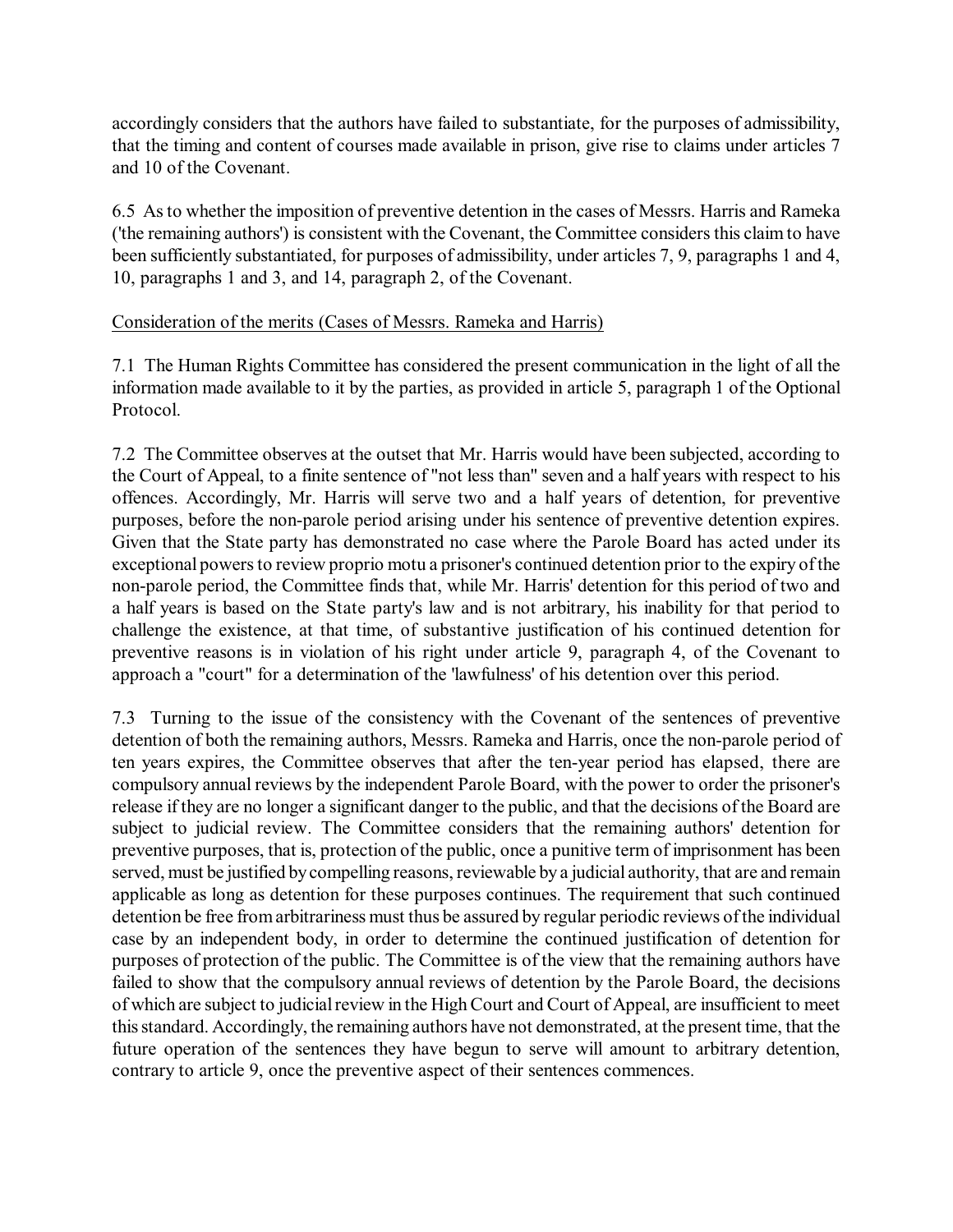accordingly considers that the authors have failed to substantiate, for the purposes of admissibility, that the timing and content of courses made available in prison, give rise to claims under articles 7 and 10 of the Covenant.

6.5 As to whether the imposition of preventive detention in the cases of Messrs. Harris and Rameka ('the remaining authors') is consistent with the Covenant, the Committee considers this claim to have been sufficiently substantiated, for purposes of admissibility, under articles 7, 9, paragraphs 1 and 4, 10, paragraphs 1 and 3, and 14, paragraph 2, of the Covenant.

Consideration of the merits (Cases of Messrs. Rameka and Harris)

7.1 The Human Rights Committee has considered the present communication in the light of all the information made available to it by the parties, as provided in article 5, paragraph 1 of the Optional Protocol.

7.2 The Committee observes at the outset that Mr. Harris would have been subjected, according to the Court of Appeal, to a finite sentence of "not less than" seven and a half years with respect to his offences. Accordingly, Mr. Harris will serve two and a half years of detention, for preventive purposes, before the non-parole period arising under his sentence of preventive detention expires. Given that the State party has demonstrated no case where the Parole Board has acted under its exceptional powers to review proprio motu a prisoner's continued detention prior to the expiry of the non-parole period, the Committee finds that, while Mr. Harris' detention for this period of two and a half years is based on the State party's law and is not arbitrary, his inability for that period to challenge the existence, at that time, of substantive justification of his continued detention for preventive reasons is in violation of his right under article 9, paragraph 4, of the Covenant to approach a "court" for a determination of the 'lawfulness' of his detention over this period.

7.3 Turning to the issue of the consistency with the Covenant of the sentences of preventive detention of both the remaining authors, Messrs. Rameka and Harris, once the non-parole period of ten years expires, the Committee observes that after the ten-year period has elapsed, there are compulsory annual reviews by the independent Parole Board, with the power to order the prisoner's release if they are no longer a significant danger to the public, and that the decisions of the Board are subject to judicial review. The Committee considers that the remaining authors' detention for preventive purposes, that is, protection of the public, once a punitive term of imprisonment has been served, must be justified by compelling reasons, reviewable by a judicial authority, that are and remain applicable as long as detention for these purposes continues. The requirement that such continued detention be free from arbitrariness must thus be assured by regular periodic reviews of the individual case by an independent body, in order to determine the continued justification of detention for purposes of protection of the public. The Committee is of the view that the remaining authors have failed to show that the compulsory annual reviews of detention by the Parole Board, the decisions of which are subject to judicial review in the High Court and Court of Appeal, are insufficient to meet this standard. Accordingly, the remaining authors have not demonstrated, at the present time, that the future operation of the sentences they have begun to serve will amount to arbitrary detention, contrary to article 9, once the preventive aspect of their sentences commences.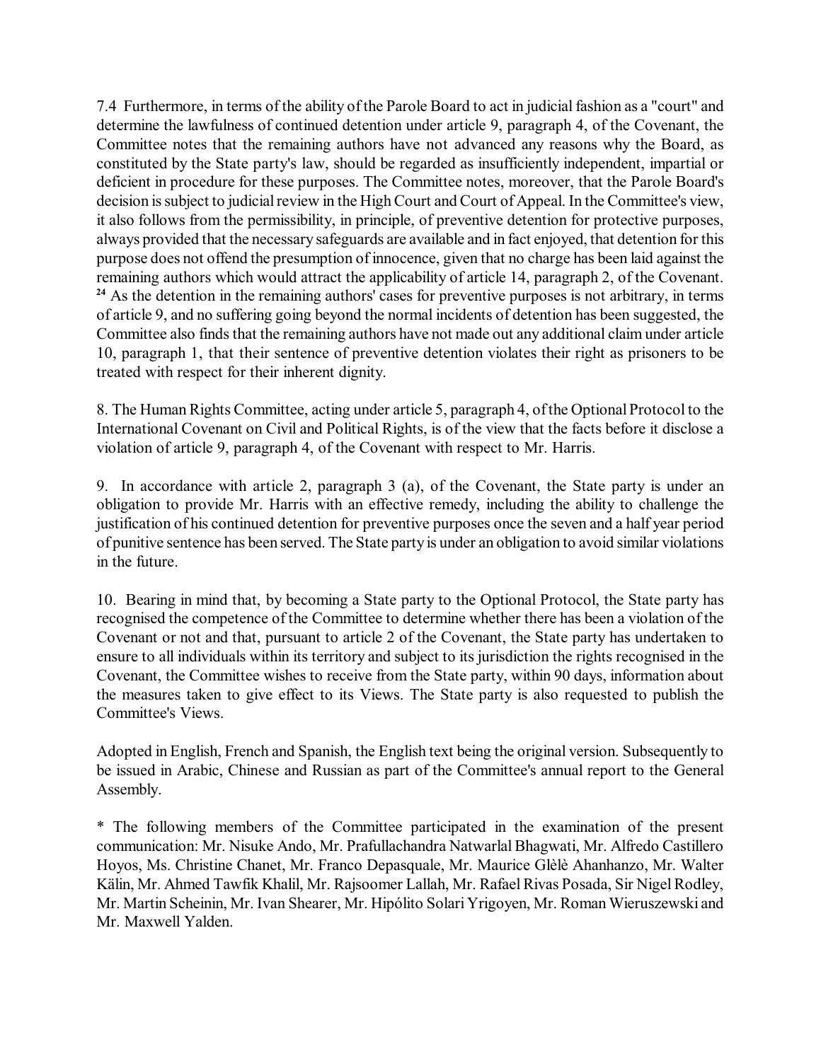7.4 Furthermore, in terms of the ability of the Parole Board to act in judicial fashion as a "court" and determine the lawfulness of continued detention under article 9, paragraph 4, of the Covenant, the Committee notes that the remaining authors have not advanced any reasons why the Board, as constituted by the State party's law, should be regarded as insufficiently independent, impartial or deficient in procedure for these purposes. The Committee notes, moreover, that the Parole Board's decision is subject to judicial review in the High Court and Court of Appeal. In the Committee's view, it also follows from the permissibility, in principle, of preventive detention for protective purposes, always provided that the necessary safeguards are available and in fact enjoyed, that detention for this purpose does not offend the presumption of innocence, given that no charge has been laid against the remaining authors which would attract the applicability of article 14, paragraph 2, of the Covenant. [24] As the detention in the remaining authors' cases for preventive purposes is not arbitrary, in terms of article 9, and no suffering going beyond the normal incidents of detention has been suggested, the Committee also finds that the remaining authors have not made out any additional claim under article 10, paragraph 1, that their sentence of preventive detention violates their right as prisoners to be treated with respect for their inherent dignity.

8. The Human Rights Committee, acting under article 5, paragraph 4, of the Optional Protocol to the International Covenant on Civil and Political Rights, is of the view that the facts before it disclose a violation of article 9, paragraph 4, of the Covenant with respect to Mr. Harris.

9. In accordance with article 2, paragraph 3 (a), of the Covenant, the State party is under an obligation to provide Mr. Harris with an effective remedy, including the ability to challenge the justification of his continued detention for preventive purposes once the seven and a half year period of punitive sentence has been served. The State party is under an obligation to avoid similar violations in the future.

10. Bearing in mind that, by becoming a State party to the Optional Protocol, the State party has recognised the competence of the Committee to determine whether there has been a violation of the Covenant or not and that, pursuant to article 2 of the Covenant, the State party has undertaken to ensure to all individuals within its territory and subject to its jurisdiction the rights recognised in the Covenant, the Committee wishes to receive from the State party, within 90 days, information about the measures taken to give effect to its Views. The State party is also requested to publish the Committee's Views.

Adopted in English, French and Spanish, the English text being the original version. Subsequently to be issued in Arabic, Chinese and Russian as part of the Committee's annual report to the General Assembly.

* The following members of the Committee participated in the examination of the present communication: Mr. Nisuke Ando, Mr. Prafullachandra Natwarlal Bhagwati, Mr. Alfredo Castillero Hoyos, Ms. Christine Chanet, Mr. Franco Depasquale, Mr. Maurice Glèlè Ahanhanzo, Mr. Walter Kälin, Mr. Ahmed Tawfik Khalil, Mr. Rajsoomer Lallah, Mr. Rafael Rivas Posada, Sir Nigel Rodley, Mr. Martin Scheinin, Mr. Ivan Shearer, Mr. Hipólito Solari Yrigoyen, Mr. Roman Wieruszewski and Mr. Maxwell Yalden.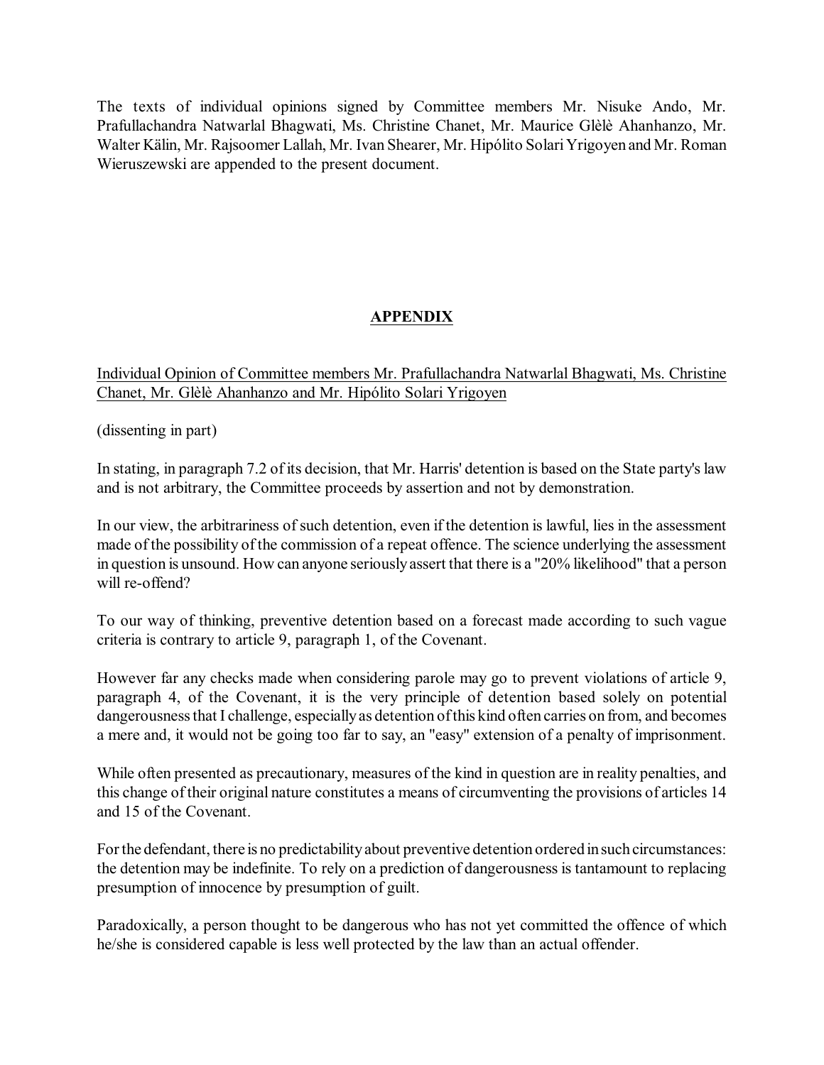The texts of individual opinions signed by Committee members Mr. Nisuke Ando, Mr. Prafullachandra Natwarlal Bhagwati, Ms. Christine Chanet, Mr. Maurice Glèlè Ahanhanzo, Mr. Walter Kälin, Mr. Rajsoomer Lallah, Mr. Ivan Shearer, Mr. Hipólito Solari Yrigoyen and Mr. Roman Wieruszewski are appended to the present document.

## APPENDIX

Individual Opinion of Committee members Mr. Prafullachandra Natwarlal Bhagwati, Ms. Christine Chanet, Mr. Glèlè Ahanhanzo and Mr. Hipólito Solari Yrigoyen

(dissenting in part)

In stating, in paragraph 7.2 of its decision, that Mr. Harris' detention is based on the State party's law and is not arbitrary, the Committee proceeds by assertion and not by demonstration.

In our view, the arbitrariness of such detention, even if the detention is lawful, lies in the assessment made of the possibility of the commission of a repeat offence. The science underlying the assessment in question is unsound. How can anyone seriously assert that there is a "20% likelihood" that a person will re-offend?

To our way of thinking, preventive detention based on a forecast made according to such vague criteria is contrary to article 9, paragraph 1, of the Covenant.

However far any checks made when considering parole may go to prevent violations of article 9, paragraph 4, of the Covenant, it is the very principle of detention based solely on potential dangerousness that I challenge, especially as detention of this kind often carries on from, and becomes a mere and, it would not be going too far to say, an "easy" extension of a penalty of imprisonment.

While often presented as precautionary, measures of the kind in question are in reality penalties, and this change of their original nature constitutes a means of circumventing the provisions of articles 14 and 15 of the Covenant.

For the defendant, there is no predictability about preventive detention ordered in such circumstances: the detention may be indefinite. To rely on a prediction of dangerousness is tantamount to replacing presumption of innocence by presumption of guilt.

Paradoxically, a person thought to be dangerous who has not yet committed the offence of which he/she is considered capable is less well protected by the law than an actual offender.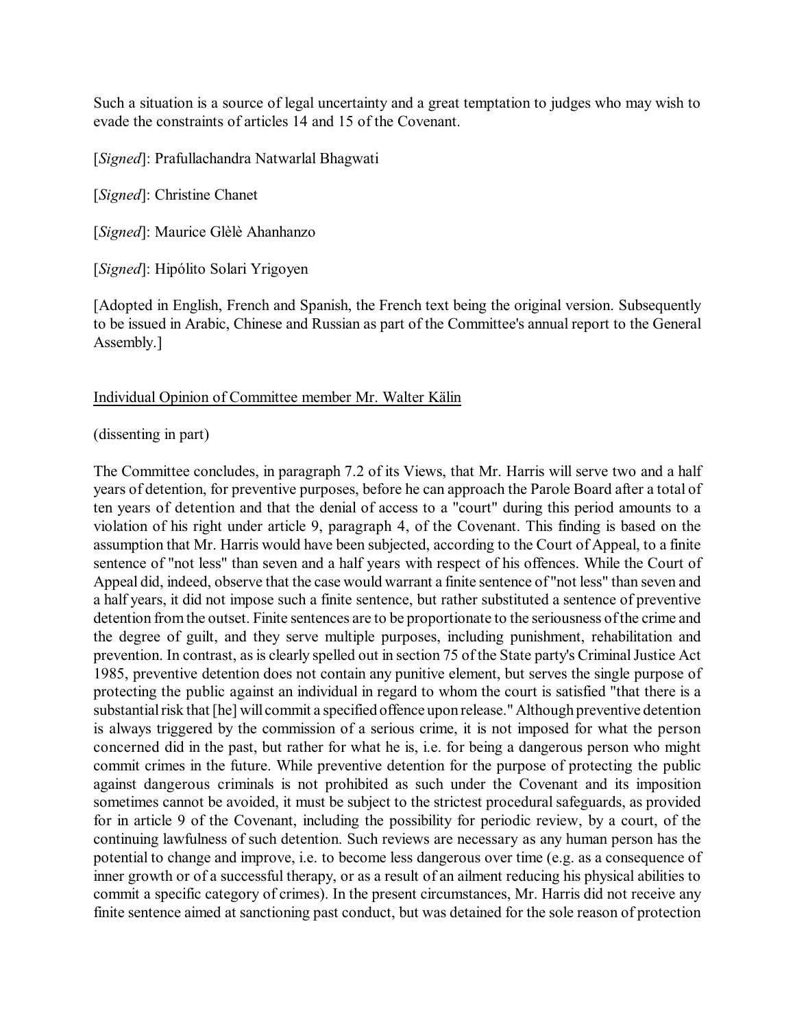Such a situation is a source of legal uncertainty and a great temptation to judges who may wish to evade the constraints of articles 14 and 15 of the Covenant.

[*Signed*]: Prafullachandra Natwarlal Bhagwati

[*Signed*]: Christine Chanet

[*Signed*]: Maurice Glèlè Ahanhanzo

[*Signed*]: Hipólito Solari Yrigoyen

[Adopted in English, French and Spanish, the French text being the original version. Subsequently to be issued in Arabic, Chinese and Russian as part of the Committee's annual report to the General Assembly.]

Individual Opinion of Committee member Mr. Walter Kälin

(dissenting in part)

The Committee concludes, in paragraph 7.2 of its Views, that Mr. Harris will serve two and a half years of detention, for preventive purposes, before he can approach the Parole Board after a total of ten years of detention and that the denial of access to a "court" during this period amounts to a violation of his right under article 9, paragraph 4, of the Covenant. This finding is based on the assumption that Mr. Harris would have been subjected, according to the Court of Appeal, to a finite sentence of "not less" than seven and a half years with respect of his offences. While the Court of Appeal did, indeed, observe that the case would warrant a finite sentence of "not less" than seven and a half years, it did not impose such a finite sentence, but rather substituted a sentence of preventive detention from the outset. Finite sentences are to be proportionate to the seriousness of the crime and the degree of guilt, and they serve multiple purposes, including punishment, rehabilitation and prevention. In contrast, as is clearly spelled out in section 75 of the State party's Criminal Justice Act 1985, preventive detention does not contain any punitive element, but serves the single purpose of protecting the public against an individual in regard to whom the court is satisfied "that there is a substantial risk that [he] will commit a specified offence upon release." Although preventive detention is always triggered by the commission of a serious crime, it is not imposed for what the person concerned did in the past, but rather for what he is, i.e. for being a dangerous person who might commit crimes in the future. While preventive detention for the purpose of protecting the public against dangerous criminals is not prohibited as such under the Covenant and its imposition sometimes cannot be avoided, it must be subject to the strictest procedural safeguards, as provided for in article 9 of the Covenant, including the possibility for periodic review, by a court, of the continuing lawfulness of such detention. Such reviews are necessary as any human person has the potential to change and improve, i.e. to become less dangerous over time (e.g. as a consequence of inner growth or of a successful therapy, or as a result of an ailment reducing his physical abilities to commit a specific category of crimes). In the present circumstances, Mr. Harris did not receive any finite sentence aimed at sanctioning past conduct, but was detained for the sole reason of protection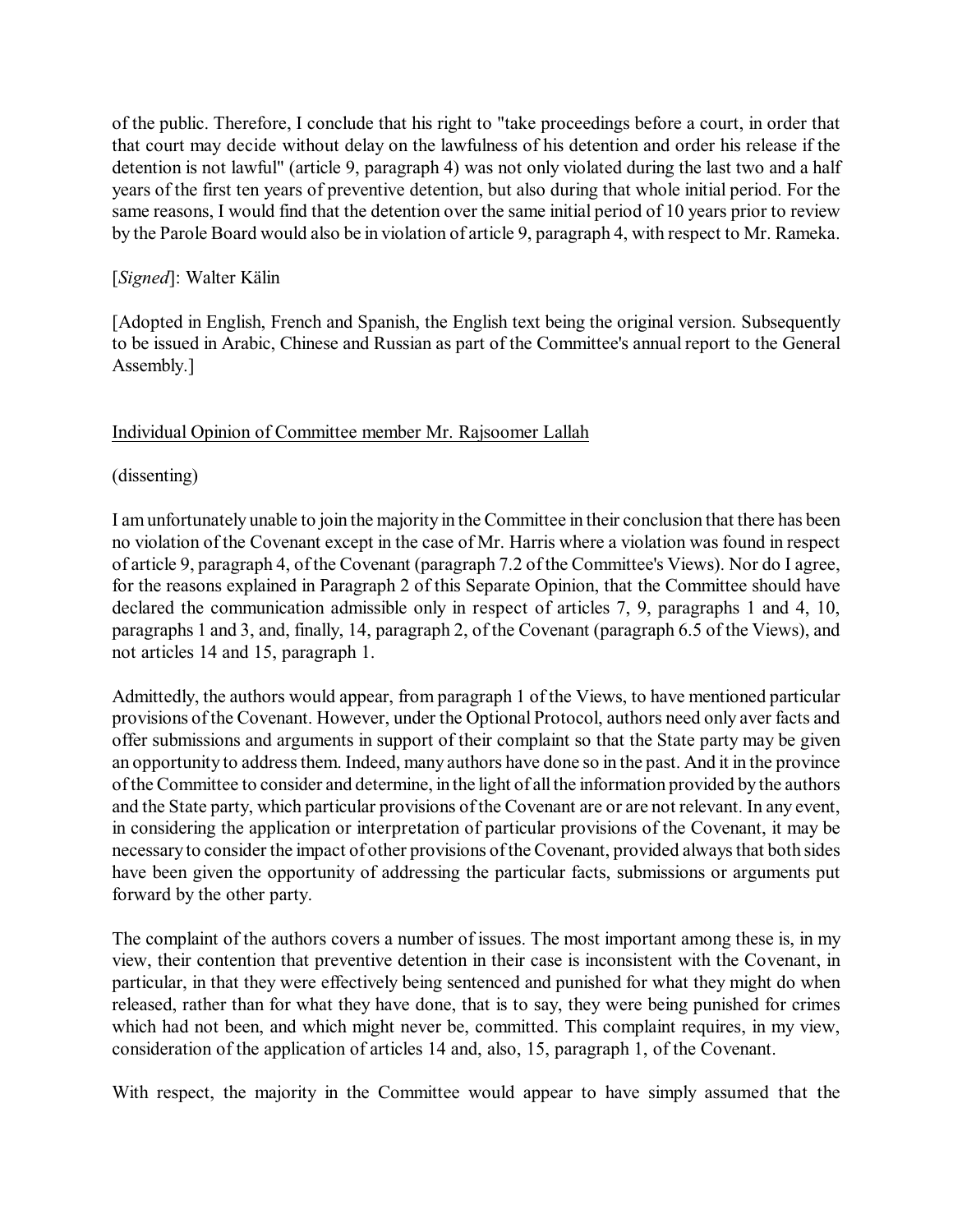of the public. Therefore, I conclude that his right to "take proceedings before a court, in order that that court may decide without delay on the lawfulness of his detention and order his release if the detention is not lawful" (article 9, paragraph 4) was not only violated during the last two and a half years of the first ten years of preventive detention, but also during that whole initial period. For the same reasons, I would find that the detention over the same initial period of 10 years prior to review by the Parole Board would also be in violation of article 9, paragraph 4, with respect to Mr. Rameka.

[*Signed*]: Walter Kälin

[Adopted in English, French and Spanish, the English text being the original version. Subsequently to be issued in Arabic, Chinese and Russian as part of the Committee's annual report to the General Assembly.]

Individual Opinion of Committee member Mr. Rajsoomer Lallah

(dissenting)

I am unfortunately unable to join the majority in the Committee in their conclusion that there has been no violation of the Covenant except in the case of Mr. Harris where a violation was found in respect of article 9, paragraph 4, of the Covenant (paragraph 7.2 of the Committee's Views). Nor do I agree, for the reasons explained in Paragraph 2 of this Separate Opinion, that the Committee should have declared the communication admissible only in respect of articles 7, 9, paragraphs 1 and 4, 10, paragraphs 1 and 3, and, finally, 14, paragraph 2, of the Covenant (paragraph 6.5 of the Views), and not articles 14 and 15, paragraph 1.

Admittedly, the authors would appear, from paragraph 1 of the Views, to have mentioned particular provisions of the Covenant. However, under the Optional Protocol, authors need only aver facts and offer submissions and arguments in support of their complaint so that the State party may be given an opportunity to address them. Indeed, many authors have done so in the past. And it in the province of the Committee to consider and determine, in the light of all the information provided by the authors and the State party, which particular provisions of the Covenant are or are not relevant. In any event, in considering the application or interpretation of particular provisions of the Covenant, it may be necessary to consider the impact of other provisions of the Covenant, provided always that both sides have been given the opportunity of addressing the particular facts, submissions or arguments put forward by the other party.

The complaint of the authors covers a number of issues. The most important among these is, in my view, their contention that preventive detention in their case is inconsistent with the Covenant, in particular, in that they were effectively being sentenced and punished for what they might do when released, rather than for what they have done, that is to say, they were being punished for crimes which had not been, and which might never be, committed. This complaint requires, in my view, consideration of the application of articles 14 and, also, 15, paragraph 1, of the Covenant.

With respect, the majority in the Committee would appear to have simply assumed that the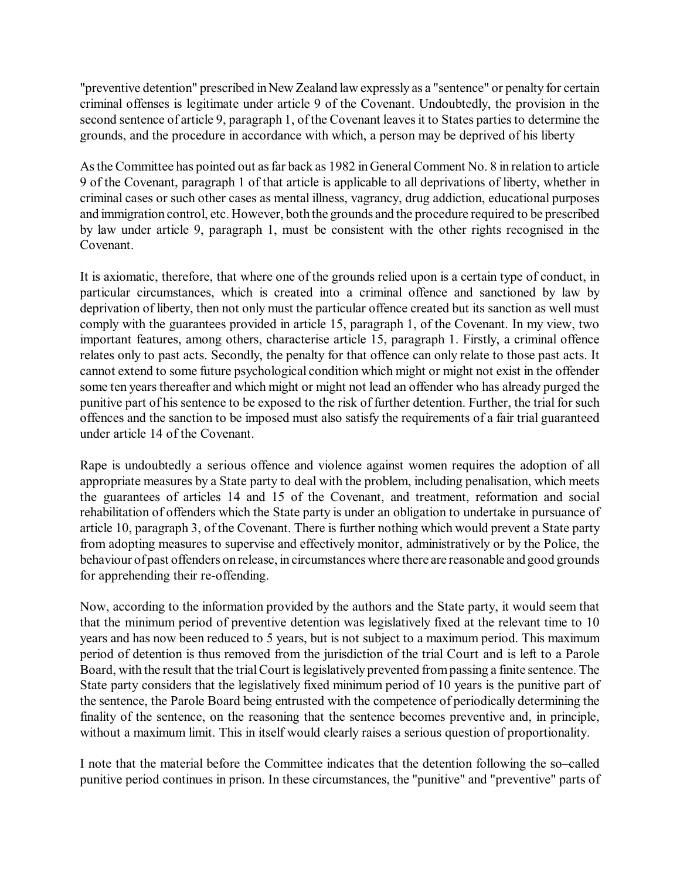"preventive detention" prescribed in New Zealand law expressly as a "sentence" or penalty for certain criminal offenses is legitimate under article 9 of the Covenant. Undoubtedly, the provision in the second sentence of article 9, paragraph 1, of the Covenant leaves it to States parties to determine the grounds, and the procedure in accordance with which, a person may be deprived of his liberty

As the Committee has pointed out as far back as 1982 in General Comment No. 8 in relation to article 9 of the Covenant, paragraph 1 of that article is applicable to all deprivations of liberty, whether in criminal cases or such other cases as mental illness, vagrancy, drug addiction, educational purposes and immigration control, etc. However, both the grounds and the procedure required to be prescribed by law under article 9, paragraph 1, must be consistent with the other rights recognised in the Covenant.

It is axiomatic, therefore, that where one of the grounds relied upon is a certain type of conduct, in particular circumstances, which is created into a criminal offence and sanctioned by law by deprivation of liberty, then not only must the particular offence created but its sanction as well must comply with the guarantees provided in article 15, paragraph 1, of the Covenant. In my view, two important features, among others, characterise article 15, paragraph 1. Firstly, a criminal offence relates only to past acts. Secondly, the penalty for that offence can only relate to those past acts. It cannot extend to some future psychological condition which might or might not exist in the offender some ten years thereafter and which might or might not lead an offender who has already purged the punitive part of his sentence to be exposed to the risk of further detention. Further, the trial for such offences and the sanction to be imposed must also satisfy the requirements of a fair trial guaranteed under article 14 of the Covenant.

Rape is undoubtedly a serious offence and violence against women requires the adoption of all appropriate measures by a State party to deal with the problem, including penalisation, which meets the guarantees of articles 14 and 15 of the Covenant, and treatment, reformation and social rehabilitation of offenders which the State party is under an obligation to undertake in pursuance of article 10, paragraph 3, of the Covenant. There is further nothing which would prevent a State party from adopting measures to supervise and effectively monitor, administratively or by the Police, the behaviour of past offenders on release, in circumstances where there are reasonable and good grounds for apprehending their re-offending.

Now, according to the information provided by the authors and the State party, it would seem that that the minimum period of preventive detention was legislatively fixed at the relevant time to 10 years and has now been reduced to 5 years, but is not subject to a maximum period. This maximum period of detention is thus removed from the jurisdiction of the trial Court and is left to a Parole Board, with the result that the trial Court is legislatively prevented from passing a finite sentence. The State party considers that the legislatively fixed minimum period of 10 years is the punitive part of the sentence, the Parole Board being entrusted with the competence of periodically determining the finality of the sentence, on the reasoning that the sentence becomes preventive and, in principle, without a maximum limit. This in itself would clearly raises a serious question of proportionality.

I note that the material before the Committee indicates that the detention following the so–called punitive period continues in prison. In these circumstances, the "punitive" and "preventive" parts of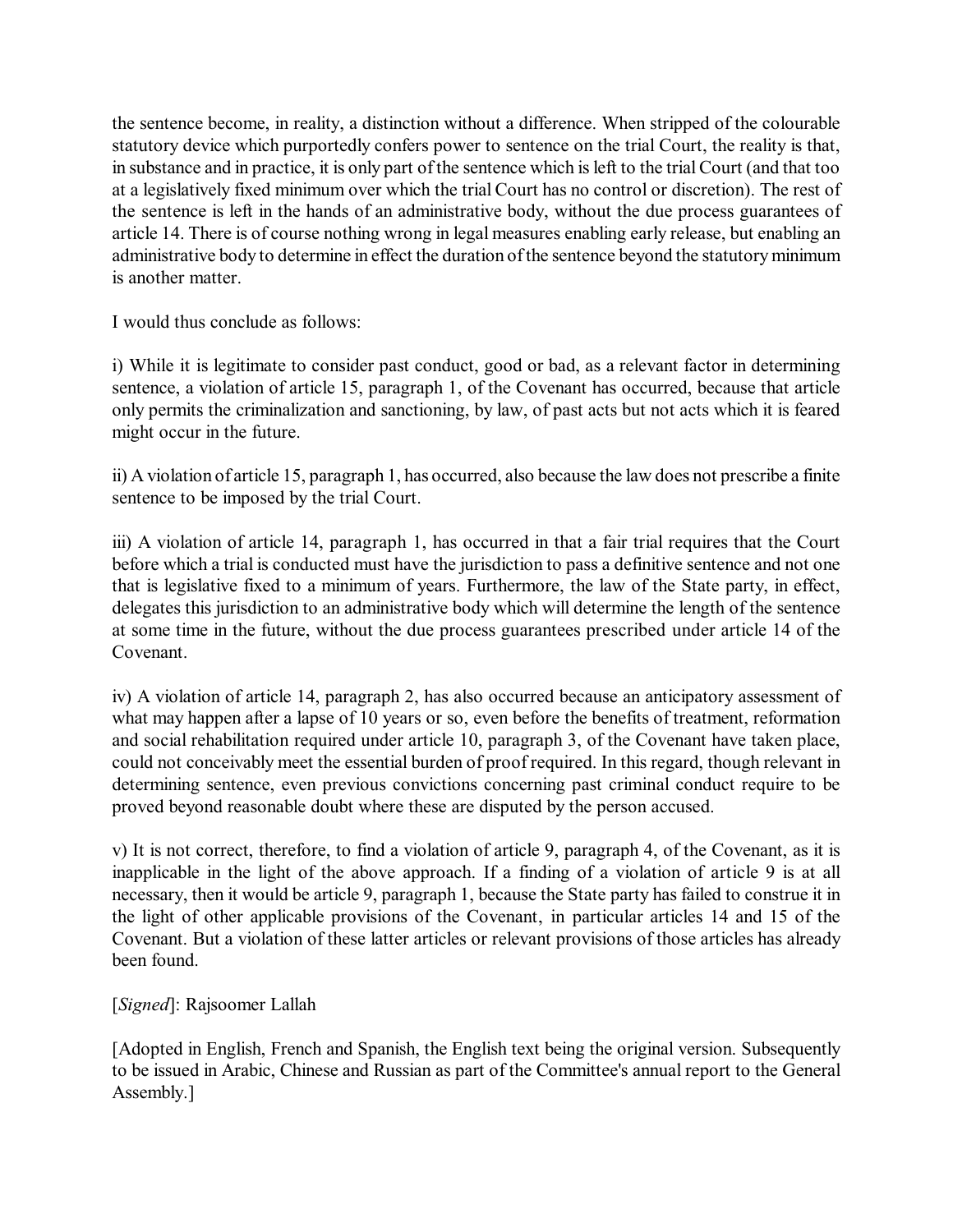the sentence become, in reality, a distinction without a difference. When stripped of the colourable statutory device which purportedly confers power to sentence on the trial Court, the reality is that, in substance and in practice, it is only part of the sentence which is left to the trial Court (and that too at a legislatively fixed minimum over which the trial Court has no control or discretion). The rest of the sentence is left in the hands of an administrative body, without the due process guarantees of article 14. There is of course nothing wrong in legal measures enabling early release, but enabling an administrative body to determine in effect the duration of the sentence beyond the statutory minimum is another matter.

I would thus conclude as follows:

i) While it is legitimate to consider past conduct, good or bad, as a relevant factor in determining sentence, a violation of article 15, paragraph 1, of the Covenant has occurred, because that article only permits the criminalization and sanctioning, by law, of past acts but not acts which it is feared might occur in the future.

ii) A violation of article 15, paragraph 1, has occurred, also because the law does not prescribe a finite sentence to be imposed by the trial Court.

iii) A violation of article 14, paragraph 1, has occurred in that a fair trial requires that the Court before which a trial is conducted must have the jurisdiction to pass a definitive sentence and not one that is legislative fixed to a minimum of years. Furthermore, the law of the State party, in effect, delegates this jurisdiction to an administrative body which will determine the length of the sentence at some time in the future, without the due process guarantees prescribed under article 14 of the Covenant.

iv) A violation of article 14, paragraph 2, has also occurred because an anticipatory assessment of what may happen after a lapse of 10 years or so, even before the benefits of treatment, reformation and social rehabilitation required under article 10, paragraph 3, of the Covenant have taken place, could not conceivably meet the essential burden of proof required. In this regard, though relevant in determining sentence, even previous convictions concerning past criminal conduct require to be proved beyond reasonable doubt where these are disputed by the person accused.

v) It is not correct, therefore, to find a violation of article 9, paragraph 4, of the Covenant, as it is inapplicable in the light of the above approach. If a finding of a violation of article 9 is at all necessary, then it would be article 9, paragraph 1, because the State party has failed to construe it in the light of other applicable provisions of the Covenant, in particular articles 14 and 15 of the Covenant. But a violation of these latter articles or relevant provisions of those articles has already been found.

[*Signed*]: Rajsoomer Lallah

[Adopted in English, French and Spanish, the English text being the original version. Subsequently to be issued in Arabic, Chinese and Russian as part of the Committee's annual report to the General Assembly.]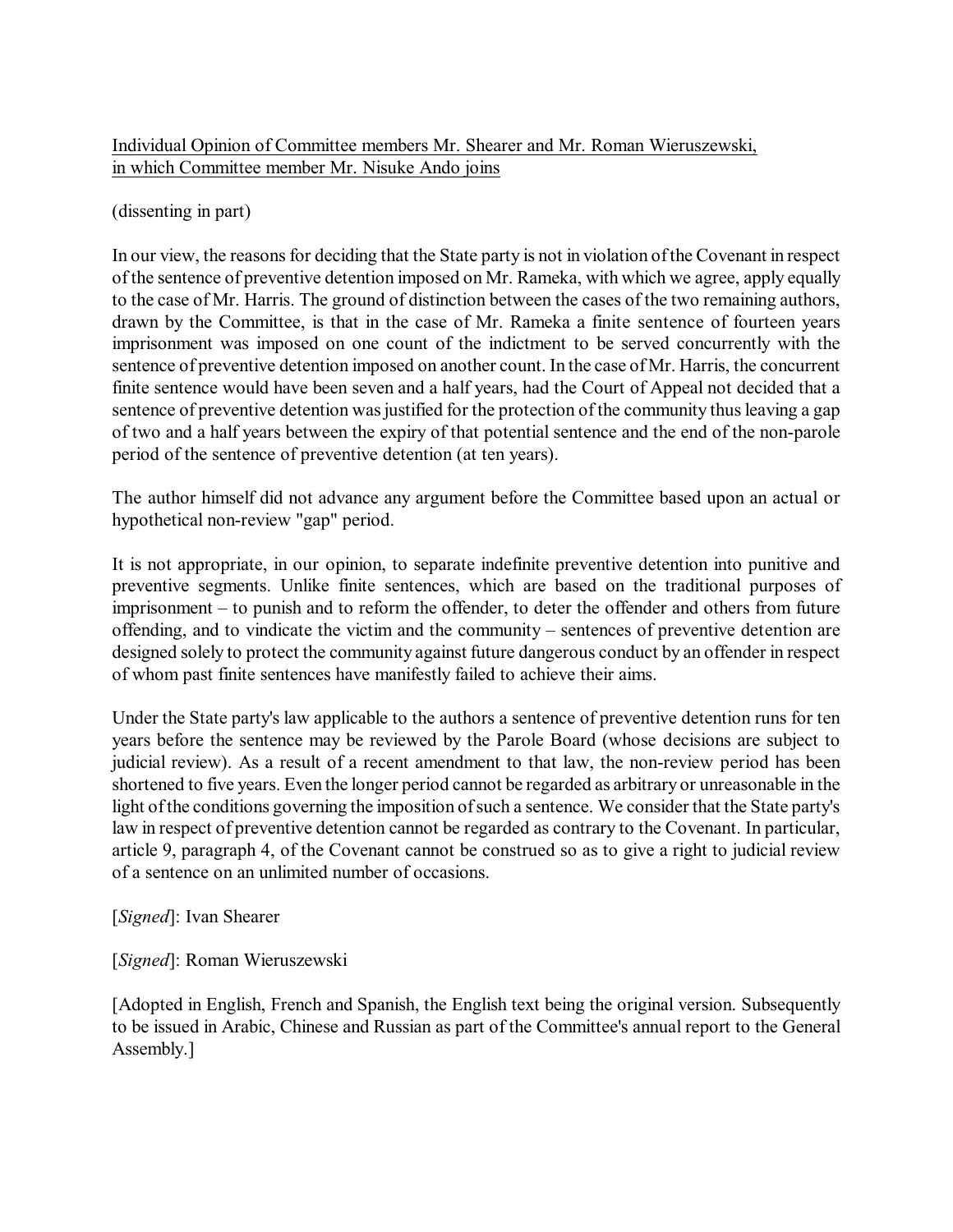<u>Individual Opinion of Committee members Mr. Shearer and Mr. Roman Wieruszewski, in which Committee member Mr. Nisuke Ando joins</u>

(dissenting in part)

In our view, the reasons for deciding that the State party is not in violation of the Covenant in respect of the sentence of preventive detention imposed on Mr. Rameka, with which we agree, apply equally to the case of Mr. Harris. The ground of distinction between the cases of the two remaining authors, drawn by the Committee, is that in the case of Mr. Rameka a finite sentence of fourteen years imprisonment was imposed on one count of the indictment to be served concurrently with the sentence of preventive detention imposed on another count. In the case of Mr. Harris, the concurrent finite sentence would have been seven and a half years, had the Court of Appeal not decided that a sentence of preventive detention was justified for the protection of the community thus leaving a gap of two and a half years between the expiry of that potential sentence and the end of the non-parole period of the sentence of preventive detention (at ten years).

The author himself did not advance any argument before the Committee based upon an actual or hypothetical non-review "gap" period.

It is not appropriate, in our opinion, to separate indefinite preventive detention into punitive and preventive segments. Unlike finite sentences, which are based on the traditional purposes of imprisonment – to punish and to reform the offender, to deter the offender and others from future offending, and to vindicate the victim and the community – sentences of preventive detention are designed solely to protect the community against future dangerous conduct by an offender in respect of whom past finite sentences have manifestly failed to achieve their aims.

Under the State party's law applicable to the authors a sentence of preventive detention runs for ten years before the sentence may be reviewed by the Parole Board (whose decisions are subject to judicial review). As a result of a recent amendment to that law, the non-review period has been shortened to five years. Even the longer period cannot be regarded as arbitrary or unreasonable in the light of the conditions governing the imposition of such a sentence. We consider that the State party's law in respect of preventive detention cannot be regarded as contrary to the Covenant. In particular, article 9, paragraph 4, of the Covenant cannot be construed so as to give a right to judicial review of a sentence on an unlimited number of occasions.

[*Signed*]: Ivan Shearer

[*Signed*]: Roman Wieruszewski

[Adopted in English, French and Spanish, the English text being the original version. Subsequently to be issued in Arabic, Chinese and Russian as part of the Committee's annual report to the General Assembly.]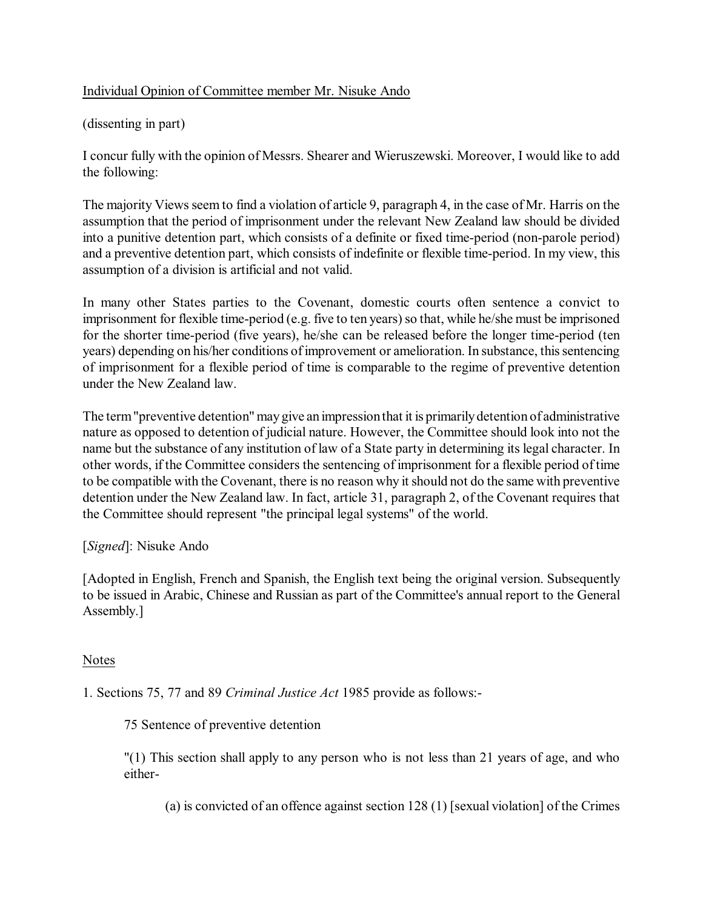Individual Opinion of Committee member Mr. Nisuke Ando

(dissenting in part)

I concur fully with the opinion of Messrs. Shearer and Wieruszewski. Moreover, I would like to add the following:

The majority Views seem to find a violation of article 9, paragraph 4, in the case of Mr. Harris on the assumption that the period of imprisonment under the relevant New Zealand law should be divided into a punitive detention part, which consists of a definite or fixed time-period (non-parole period) and a preventive detention part, which consists of indefinite or flexible time-period. In my view, this assumption of a division is artificial and not valid.

In many other States parties to the Covenant, domestic courts often sentence a convict to imprisonment for flexible time-period (e.g. five to ten years) so that, while he/she must be imprisoned for the shorter time-period (five years), he/she can be released before the longer time-period (ten years) depending on his/her conditions of improvement or amelioration. In substance, this sentencing of imprisonment for a flexible period of time is comparable to the regime of preventive detention under the New Zealand law.

The term "preventive detention" may give an impression that it is primarily detention of administrative nature as opposed to detention of judicial nature. However, the Committee should look into not the name but the substance of any institution of law of a State party in determining its legal character. In other words, if the Committee considers the sentencing of imprisonment for a flexible period of time to be compatible with the Covenant, there is no reason why it should not do the same with preventive detention under the New Zealand law. In fact, article 31, paragraph 2, of the Covenant requires that the Committee should represent "the principal legal systems" of the world.

[*Signed*]: Nisuke Ando

[Adopted in English, French and Spanish, the English text being the original version. Subsequently to be issued in Arabic, Chinese and Russian as part of the Committee's annual report to the General Assembly.]

Notes

1. Sections 75, 77 and 89 *Criminal Justice Act* 1985 provide as follows:-

> 75 Sentence of preventive detention
>
> "(1) This section shall apply to any person who is not less than 21 years of age, and who either-
>
> > (a) is convicted of an offence against section 128 (1) [sexual violation] of the Crimes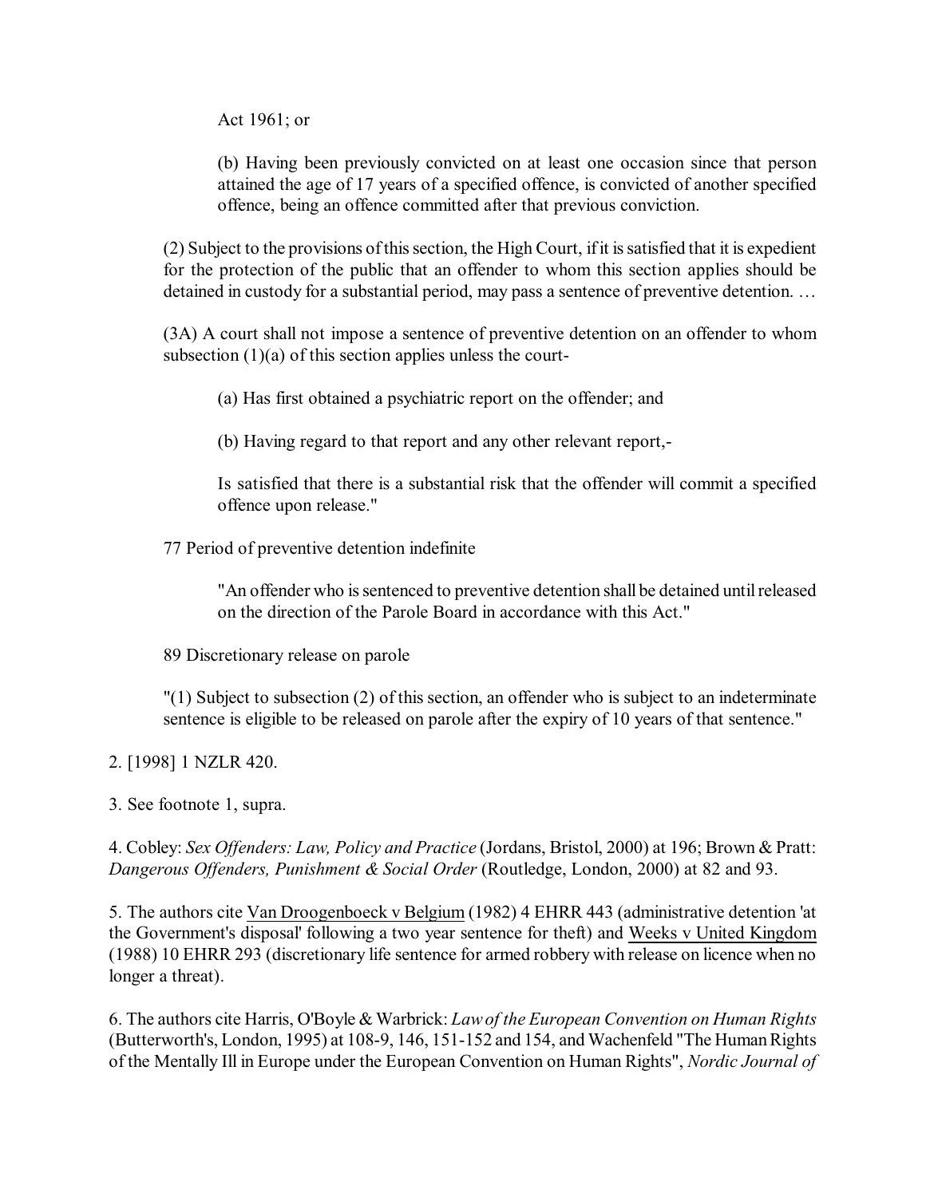Act 1961; or

> (b) Having been previously convicted on at least one occasion since that person attained the age of 17 years of a specified offence, is convicted of another specified offence, being an offence committed after that previous conviction.

(2) Subject to the provisions of this section, the High Court, if it is satisfied that it is expedient for the protection of the public that an offender to whom this section applies should be detained in custody for a substantial period, may pass a sentence of preventive detention. …

(3A) A court shall not impose a sentence of preventive detention on an offender to whom subsection (1)(a) of this section applies unless the court-

> (a) Has first obtained a psychiatric report on the offender; and
>
> (b) Having regard to that report and any other relevant report,-
>
> Is satisfied that there is a substantial risk that the offender will commit a specified offence upon release."

77 Period of preventive detention indefinite

> "An offender who is sentenced to preventive detention shall be detained until released on the direction of the Parole Board in accordance with this Act."

89 Discretionary release on parole

"(1) Subject to subsection (2) of this section, an offender who is subject to an indeterminate sentence is eligible to be released on parole after the expiry of 10 years of that sentence."

2. [1998] 1 NZLR 420.

3. See footnote 1, supra.

4. Cobley: *Sex Offenders: Law, Policy and Practice* (Jordans, Bristol, 2000) at 196; Brown & Pratt: *Dangerous Offenders, Punishment & Social Order* (Routledge, London, 2000) at 82 and 93.

5. The authors cite Van Droogenboeck v Belgium (1982) 4 EHRR 443 (administrative detention 'at the Government's disposal' following a two year sentence for theft) and Weeks v United Kingdom (1988) 10 EHRR 293 (discretionary life sentence for armed robbery with release on licence when no longer a threat).

6. The authors cite Harris, O'Boyle & Warbrick: *Law of the European Convention on Human Rights* (Butterworth's, London, 1995) at 108-9, 146, 151-152 and 154, and Wachenfeld "The Human Rights of the Mentally Ill in Europe under the European Convention on Human Rights", *Nordic Journal of*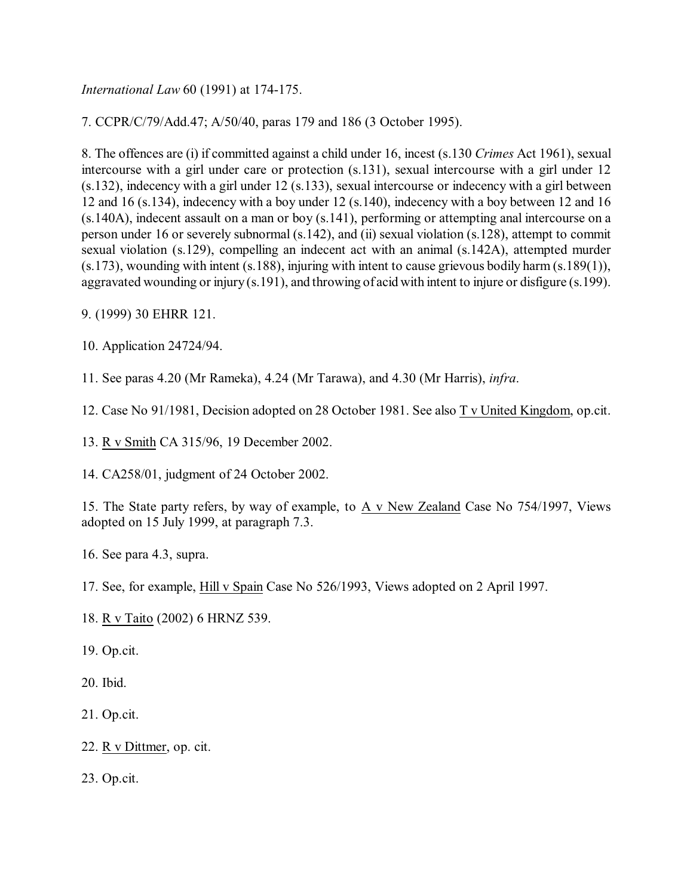*International Law* 60 (1991) at 174-175.

7. CCPR/C/79/Add.47; A/50/40, paras 179 and 186 (3 October 1995).

8. The offences are (i) if committed against a child under 16, incest (s.130 *Crimes* Act 1961), sexual intercourse with a girl under care or protection (s.131), sexual intercourse with a girl under 12 (s.132), indecency with a girl under 12 (s.133), sexual intercourse or indecency with a girl between 12 and 16 (s.134), indecency with a boy under 12 (s.140), indecency with a boy between 12 and 16 (s.140A), indecent assault on a man or boy (s.141), performing or attempting anal intercourse on a person under 16 or severely subnormal (s.142), and (ii) sexual violation (s.128), attempt to commit sexual violation (s.129), compelling an indecent act with an animal (s.142A), attempted murder (s.173), wounding with intent (s.188), injuring with intent to cause grievous bodily harm (s.189(1)), aggravated wounding or injury (s.191), and throwing of acid with intent to injure or disfigure (s.199).

9. (1999) 30 EHRR 121.

10. Application 24724/94.

11. See paras 4.20 (Mr Rameka), 4.24 (Mr Tarawa), and 4.30 (Mr Harris), *infra*.

12. Case No 91/1981, Decision adopted on 28 October 1981. See also T v United Kingdom, op.cit.

13. R v Smith CA 315/96, 19 December 2002.

14. CA258/01, judgment of 24 October 2002.

15. The State party refers, by way of example, to A v New Zealand Case No 754/1997, Views adopted on 15 July 1999, at paragraph 7.3.

16. See para 4.3, supra.

17. See, for example, Hill v Spain Case No 526/1993, Views adopted on 2 April 1997.

18. R v Taito (2002) 6 HRNZ 539.

19. Op.cit.

20. Ibid.

21. Op.cit.

22. R v Dittmer, op. cit.

23. Op.cit.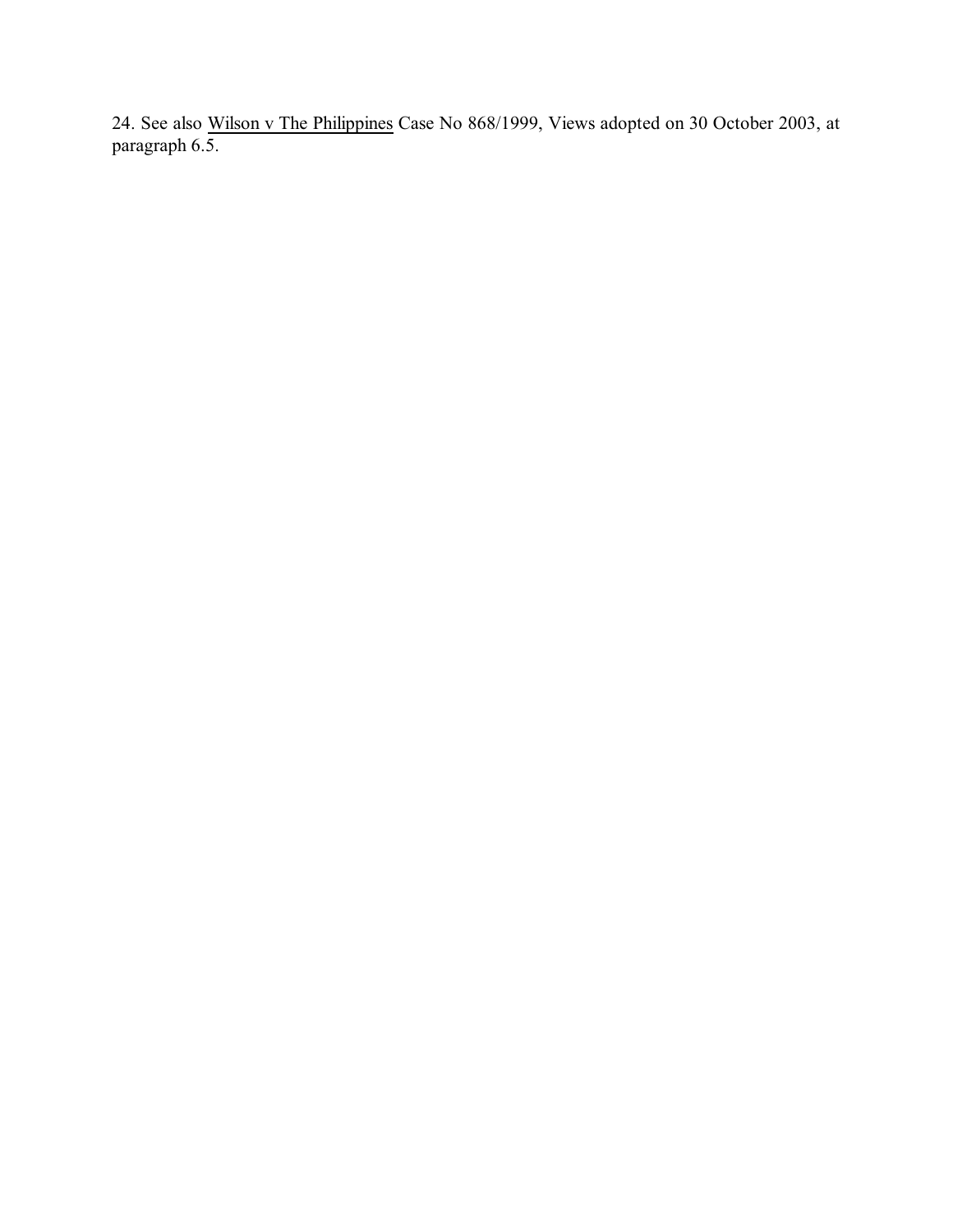24. See also Wilson v The Philippines Case No 868/1999, Views adopted on 30 October 2003, at paragraph 6.5.